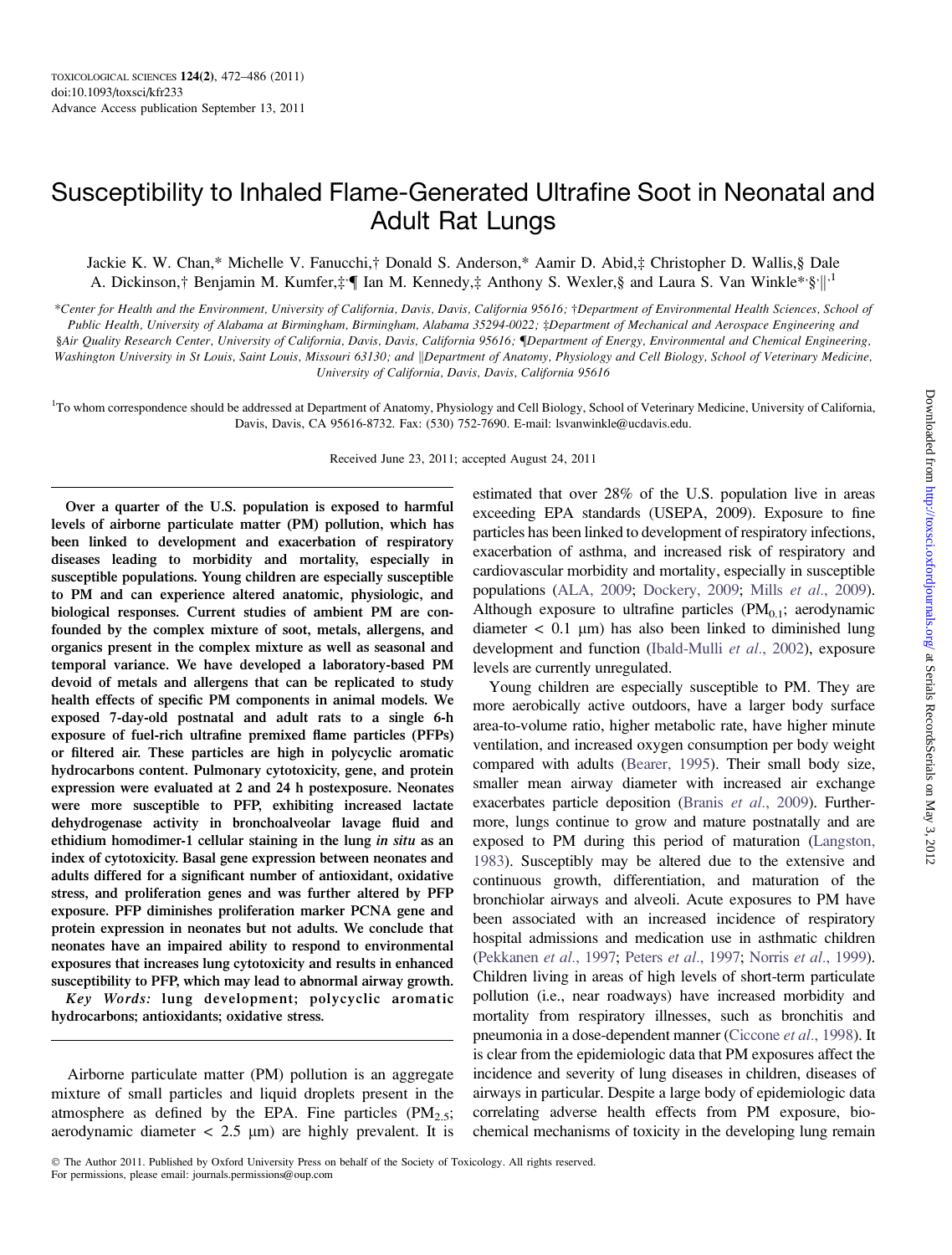# Susceptibility to Inhaled Flame-Generated Ultrafine Soot in Neonatal and Adult Rat Lungs

Jackie K. W. Chan,* Michelle V. Fanucchi,† Donald S. Anderson,* Aamir D. Abid,‡ Christopher D. Wallis,§ Dale A. Dickinson,† Benjamin M. Kumfer,‡,¶ Ian M. Kennedy,‡ Anthony S. Wexler,§ and Laura S. Van Winkle*,§,‖,[1]

*Center for Health and the Environment, University of California, Davis, Davis, California 95616; †Department of Environmental Health Sciences, School of Public Health, University of Alabama at Birmingham, Birmingham, Alabama 35294-0022; ‡Department of Mechanical and Aerospace Engineering and §Air Quality Research Center, University of California, Davis, Davis, California 95616; ¶Department of Energy, Environmental and Chemical Engineering, Washington University in St Louis, Saint Louis, Missouri 63130; and ‖Department of Anatomy, Physiology and Cell Biology, School of Veterinary Medicine, University of California, Davis, Davis, California 95616

[1]To whom correspondence should be addressed at Department of Anatomy, Physiology and Cell Biology, School of Veterinary Medicine, University of California, Davis, Davis, CA 95616-8732. Fax: (530) 752-7690. E-mail: lsvanwinkle@ucdavis.edu.

Received June 23, 2011; accepted August 24, 2011

**Over a quarter of the U.S. population is exposed to harmful levels of airborne particulate matter (PM) pollution, which has been linked to development and exacerbation of respiratory diseases leading to morbidity and mortality, especially in susceptible populations. Young children are especially susceptible to PM and can experience altered anatomic, physiologic, and biological responses. Current studies of ambient PM are confounded by the complex mixture of soot, metals, allergens, and organics present in the complex mixture as well as seasonal and temporal variance. We have developed a laboratory-based PM devoid of metals and allergens that can be replicated to study health effects of specific PM components in animal models. We exposed 7-day-old postnatal and adult rats to a single 6-h exposure of fuel-rich ultrafine premixed flame particles (PFPs) or filtered air. These particles are high in polycyclic aromatic hydrocarbons content. Pulmonary cytotoxicity, gene, and protein expression were evaluated at 2 and 24 h postexposure. Neonates were more susceptible to PFP, exhibiting increased lactate dehydrogenase activity in bronchoalveolar lavage fluid and ethidium homodimer-1 cellular staining in the lung *in situ* as an index of cytotoxicity. Basal gene expression between neonates and adults differed for a significant number of antioxidant, oxidative stress, and proliferation genes and was further altered by PFP exposure. PFP diminishes proliferation marker PCNA gene and protein expression in neonates but not adults. We conclude that neonates have an impaired ability to respond to environmental exposures that increases lung cytotoxicity and results in enhanced susceptibility to PFP, which may lead to abnormal airway growth.**

*Key Words:* lung development; polycyclic aromatic hydrocarbons; antioxidants; oxidative stress.

Airborne particulate matter (PM) pollution is an aggregate mixture of small particles and liquid droplets present in the atmosphere as defined by the EPA. Fine particles ($PM_{2.5}$; aerodynamic diameter < 2.5 μm) are highly prevalent. It is estimated that over 28% of the U.S. population live in areas exceeding EPA standards (USEPA, 2009). Exposure to fine particles has been linked to development of respiratory infections, exacerbation of asthma, and increased risk of respiratory and cardiovascular morbidity and mortality, especially in susceptible populations (ALA, 2009; Dockery, 2009; Mills *et al.*, 2009). Although exposure to ultrafine particles ($PM_{0.1}$; aerodynamic diameter < 0.1 μm) has also been linked to diminished lung development and function (Ibald-Mulli *et al.*, 2002), exposure levels are currently unregulated.

Young children are especially susceptible to PM. They are more aerobically active outdoors, have a larger body surface area-to-volume ratio, higher metabolic rate, have higher minute ventilation, and increased oxygen consumption per body weight compared with adults (Bearer, 1995). Their small body size, smaller mean airway diameter with increased air exchange exacerbates particle deposition (Branis *et al.*, 2009). Furthermore, lungs continue to grow and mature postnatally and are exposed to PM during this period of maturation (Langston, 1983). Susceptibly may be altered due to the extensive and continuous growth, differentiation, and maturation of the bronchiolar airways and alveoli. Acute exposures to PM have been associated with an increased incidence of respiratory hospital admissions and medication use in asthmatic children (Pekkanen *et al.*, 1997; Peters *et al.*, 1997; Norris *et al.*, 1999). Children living in areas of high levels of short-term particulate pollution (i.e., near roadways) have increased morbidity and mortality from respiratory illnesses, such as bronchitis and pneumonia in a dose-dependent manner (Ciccone *et al.*, 1998). It is clear from the epidemiologic data that PM exposures affect the incidence and severity of lung diseases in children, diseases of airways in particular. Despite a large body of epidemiologic data correlating adverse health effects from PM exposure, biochemical mechanisms of toxicity in the developing lung remain

© The Author 2011. Published by Oxford University Press on behalf of the Society of Toxicology. All rights reserved.
For permissions, please email: journals.permissions@oup.com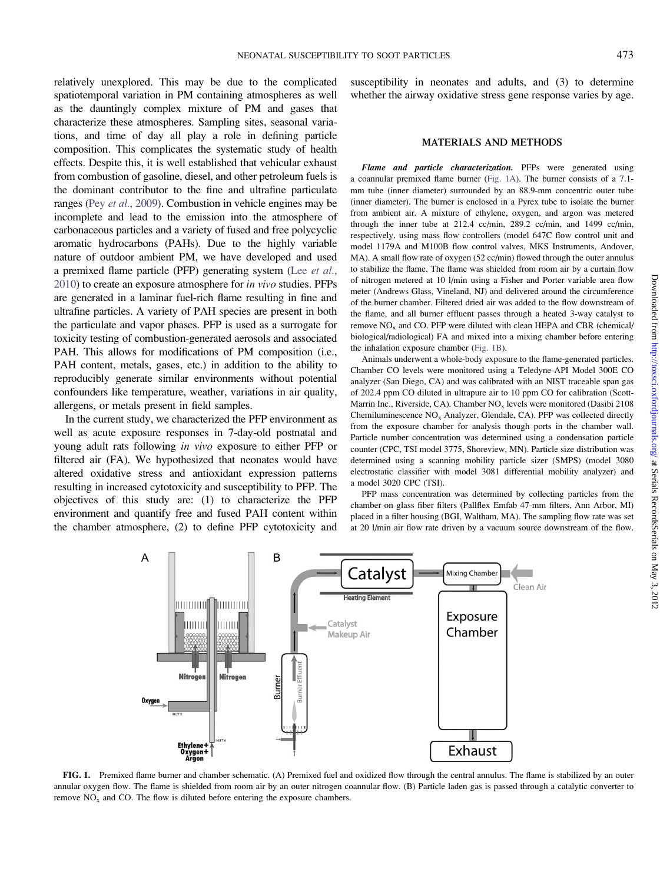relatively unexplored. This may be due to the complicated spatiotemporal variation in PM containing atmospheres as well as the dauntingly complex mixture of PM and gases that characterize these atmospheres. Sampling sites, seasonal variations, and time of day all play a role in defining particle composition. This complicates the systematic study of health effects. Despite this, it is well established that vehicular exhaust from combustion of gasoline, diesel, and other petroleum fuels is the dominant contributor to the fine and ultrafine particulate ranges (Pey *et al.*, 2009). Combustion in vehicle engines may be incomplete and lead to the emission into the atmosphere of carbonaceous particles and a variety of fused and free polycyclic aromatic hydrocarbons (PAHs). Due to the highly variable nature of outdoor ambient PM, we have developed and used a premixed flame particle (PFP) generating system (Lee *et al.*, 2010) to create an exposure atmosphere for *in vivo* studies. PFPs are generated in a laminar fuel-rich flame resulting in fine and ultrafine particles. A variety of PAH species are present in both the particulate and vapor phases. PFP is used as a surrogate for toxicity testing of combustion-generated aerosols and associated PAH. This allows for modifications of PM composition (i.e., PAH content, metals, gases, etc.) in addition to the ability to reproducibly generate similar environments without potential confounders like temperature, weather, variations in air quality, allergens, or metals present in field samples.

In the current study, we characterized the PFP environment as well as acute exposure responses in 7-day-old postnatal and young adult rats following *in vivo* exposure to either PFP or filtered air (FA). We hypothesized that neonates would have altered oxidative stress and antioxidant expression patterns resulting in increased cytotoxicity and susceptibility to PFP. The objectives of this study are: (1) to characterize the PFP environment and quantify free and fused PAH content within the chamber atmosphere, (2) to define PFP cytotoxicity and susceptibility in neonates and adults, and (3) to determine whether the airway oxidative stress gene response varies by age.

## MATERIALS AND METHODS

***Flame and particle characterization.*** PFPs were generated using a coannular premixed flame burner (Fig. 1A). The burner consists of a 7.1-mm tube (inner diameter) surrounded by an 88.9-mm concentric outer tube (inner diameter). The burner is enclosed in a Pyrex tube to isolate the burner from ambient air. A mixture of ethylene, oxygen, and argon was metered through the inner tube at 212.4 cc/min, 289.2 cc/min, and 1499 cc/min, respectively, using mass flow controllers (model 647C flow control unit and model 1179A and M100B flow control valves, MKS Instruments, Andover, MA). A small flow rate of oxygen (52 cc/min) flowed through the outer annulus to stabilize the flame. The flame was shielded from room air by a curtain flow of nitrogen metered at 10 l/min using a Fisher and Porter variable area flow meter (Andrews Glass, Vineland, NJ) and delivered around the circumference of the burner chamber. Filtered dried air was added to the flow downstream of the flame, and all burner effluent passes through a heated 3-way catalyst to remove $NO_x$ and CO. PFP were diluted with clean HEPA and CBR (chemical/biological/radiological) FA and mixed into a mixing chamber before entering the inhalation exposure chamber (Fig. 1B).

Animals underwent a whole-body exposure to the flame-generated particles. Chamber CO levels were monitored using a Teledyne-API Model 300E CO analyzer (San Diego, CA) and was calibrated with an NIST traceable span gas of 202.4 ppm CO diluted in ultrapure air to 10 ppm CO for calibration (Scott-Marrin Inc., Riverside, CA). Chamber $NO_x$ levels were monitored (Dasibi 2108 Chemiluminescence $NO_x$ Analyzer, Glendale, CA). PFP was collected directly from the exposure chamber for analysis though ports in the chamber wall. Particle number concentration was determined using a condensation particle counter (CPC, TSI model 3775, Shoreview, MN). Particle size distribution was determined using a scanning mobility particle sizer (SMPS) (model 3080 electrostatic classifier with model 3081 differential mobility analyzer) and a model 3020 CPC (TSI).

PFP mass concentration was determined by collecting particles from the chamber on glass fiber filters (Pallflex Emfab 47-mm filters, Ann Arbor, MI) placed in a filter housing (BGI, Waltham, MA). The sampling flow rate was set at 20 l/min air flow rate driven by a vacuum source downstream of the flow.

**FIG. 1.** Premixed flame burner and chamber schematic. (A) Premixed fuel and oxidized flow through the central annulus. The flame is stabilized by an outer annular oxygen flow. The flame is shielded from room air by an outer nitrogen coannular flow. (B) Particle laden gas is passed through a catalytic converter to remove $NO_x$ and CO. The flow is diluted before entering the exposure chambers.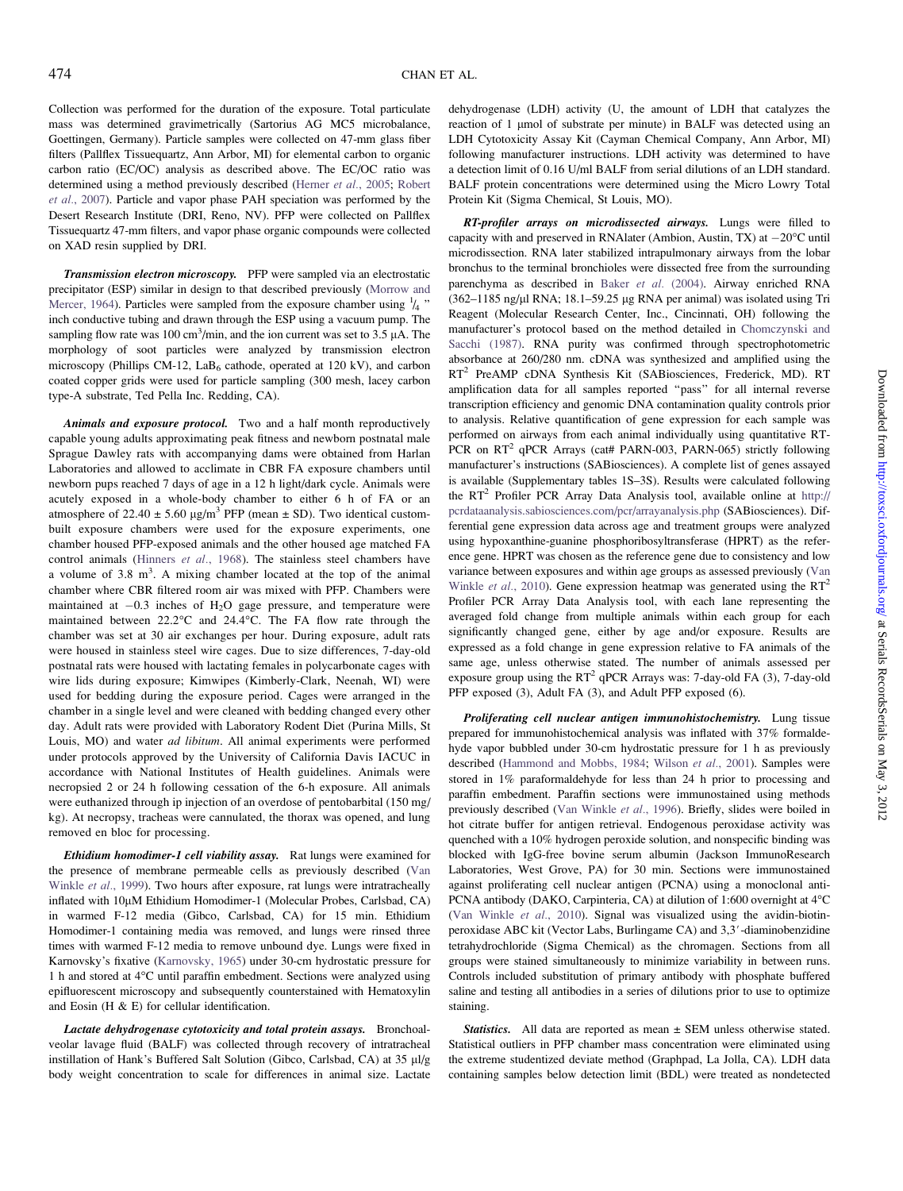Collection was performed for the duration of the exposure. Total particulate mass was determined gravimetrically (Sartorius AG MC5 microbalance, Goettingen, Germany). Particle samples were collected on 47-mm glass fiber filters (Pallflex Tissuequartz, Ann Arbor, MI) for elemental carbon to organic carbon ratio (EC/OC) analysis as described above. The EC/OC ratio was determined using a method previously described (Herner *et al.*, 2005; Robert *et al.*, 2007). Particle and vapor phase PAH speciation was performed by the Desert Research Institute (DRI, Reno, NV). PFP were collected on Pallflex Tissuequartz 47-mm filters, and vapor phase organic compounds were collected on XAD resin supplied by DRI.

***Transmission electron microscopy.*** PFP were sampled via an electrostatic precipitator (ESP) similar in design to that described previously (Morrow and Mercer, 1964). Particles were sampled from the exposure chamber using $^1/_4$ " inch conductive tubing and drawn through the ESP using a vacuum pump. The sampling flow rate was 100 $cm^3$/min, and the ion current was set to 3.5 μA. The morphology of soot particles were analyzed by transmission electron microscopy (Phillips CM-12, $LaB_6$ cathode, operated at 120 kV), and carbon coated copper grids were used for particle sampling (300 mesh, lacey carbon type-A substrate, Ted Pella Inc. Redding, CA).

***Animals and exposure protocol.*** Two and a half month reproductively capable young adults approximating peak fitness and newborn postnatal male Sprague Dawley rats with accompanying dams were obtained from Harlan Laboratories and allowed to acclimate in CBR FA exposure chambers until newborn pups reached 7 days of age in a 12 h light/dark cycle. Animals were acutely exposed in a whole-body chamber to either 6 h of FA or an atmosphere of 22.40 ± 5.60 μg/$m^3$ PFP (mean ± SD). Two identical custom-built exposure chambers were used for the exposure experiments, one chamber housed PFP-exposed animals and the other housed age matched FA control animals (Hinners *et al.*, 1968). The stainless steel chambers have a volume of 3.8 $m^3$. A mixing chamber located at the top of the animal chamber where CBR filtered room air was mixed with PFP. Chambers were maintained at −0.3 inches of $H_2O$ gage pressure, and temperature were maintained between 22.2°C and 24.4°C. The FA flow rate through the chamber was set at 30 air exchanges per hour. During exposure, adult rats were housed in stainless steel wire cages. Due to size differences, 7-day-old postnatal rats were housed with lactating females in polycarbonate cages with wire lids during exposure; Kimwipes (Kimberly-Clark, Neenah, WI) were used for bedding during the exposure period. Cages were arranged in the chamber in a single level and were cleaned with bedding changed every other day. Adult rats were provided with Laboratory Rodent Diet (Purina Mills, St Louis, MO) and water *ad libitum*. All animal experiments were performed under protocols approved by the University of California Davis IACUC in accordance with National Institutes of Health guidelines. Animals were necropsied 2 or 24 h following cessation of the 6-h exposure. All animals were euthanized through ip injection of an overdose of pentobarbital (150 mg/kg). At necropsy, tracheas were cannulated, the thorax was opened, and lung removed en bloc for processing.

***Ethidium homodimer-1 cell viability assay.*** Rat lungs were examined for the presence of membrane permeable cells as previously described (Van Winkle *et al.*, 1999). Two hours after exposure, rat lungs were intratracheally inflated with 10μM Ethidium Homodimer-1 (Molecular Probes, Carlsbad, CA) in warmed F-12 media (Gibco, Carlsbad, CA) for 15 min. Ethidium Homodimer-1 containing media was removed, and lungs were rinsed three times with warmed F-12 media to remove unbound dye. Lungs were fixed in Karnovsky's fixative (Karnovsky, 1965) under 30-cm hydrostatic pressure for 1 h and stored at 4°C until paraffin embedment. Sections were analyzed using epifluorescent microscopy and subsequently counterstained with Hematoxylin and Eosin (H & E) for cellular identification.

***Lactate dehydrogenase cytotoxicity and total protein assays.*** Bronchoalveolar lavage fluid (BALF) was collected through recovery of intratracheal instillation of Hank's Buffered Salt Solution (Gibco, Carlsbad, CA) at 35 μl/g body weight concentration to scale for differences in animal size. Lactate dehydrogenase (LDH) activity (U, the amount of LDH that catalyzes the reaction of 1 μmol of substrate per minute) in BALF was detected using an LDH Cytotoxicity Assay Kit (Cayman Chemical Company, Ann Arbor, MI) following manufacturer instructions. LDH activity was determined to have a detection limit of 0.16 U/ml BALF from serial dilutions of an LDH standard. BALF protein concentrations were determined using the Micro Lowry Total Protein Kit (Sigma Chemical, St Louis, MO).

***RT-profiler arrays on microdissected airways.*** Lungs were filled to capacity with and preserved in RNAlater (Ambion, Austin, TX) at −20°C until microdissection. RNA later stabilized intrapulmonary airways from the lobar bronchus to the terminal bronchioles were dissected free from the surrounding parenchyma as described in Baker *et al.* (2004). Airway enriched RNA (362–1185 ng/μl RNA; 18.1–59.25 μg RNA per animal) was isolated using Tri Reagent (Molecular Research Center, Inc., Cincinnati, OH) following the manufacturer's protocol based on the method detailed in Chomczynski and Sacchi (1987). RNA purity was confirmed through spectrophotometric absorbance at 260/280 nm. cDNA was synthesized and amplified using the $RT^2$ PreAMP cDNA Synthesis Kit (SABiosciences, Frederick, MD). RT amplification data for all samples reported "pass" for all internal reverse transcription efficiency and genomic DNA contamination quality controls prior to analysis. Relative quantification of gene expression for each sample was performed on airways from each animal individually using quantitative RT-PCR on $RT^2$ qPCR Arrays (cat# PARN-003, PARN-065) strictly following manufacturer's instructions (SABiosciences). A complete list of genes assayed is available (Supplementary tables 1S–3S). Results were calculated following the $RT^2$ Profiler PCR Array Data Analysis tool, available online at http://pcrdataanalysis.sabiosciences.com/pcr/arrayanalysis.php (SABiosciences). Differential gene expression data across age and treatment groups were analyzed using hypoxanthine-guanine phosphoribosyltransferase (HPRT) as the reference gene. HPRT was chosen as the reference gene due to consistency and low variance between exposures and within age groups as assessed previously (Van Winkle *et al.*, 2010). Gene expression heatmap was generated using the $RT^2$ Profiler PCR Array Data Analysis tool, with each lane representing the averaged fold change from multiple animals within each group for each significantly changed gene, either by age and/or exposure. Results are expressed as a fold change in gene expression relative to FA animals of the same age, unless otherwise stated. The number of animals assessed per exposure group using the $RT^2$ qPCR Arrays was: 7-day-old FA (3), 7-day-old PFP exposed (3), Adult FA (3), and Adult PFP exposed (6).

***Proliferating cell nuclear antigen immunohistochemistry.*** Lung tissue prepared for immunohistochemical analysis was inflated with 37% formaldehyde vapor bubbled under 30-cm hydrostatic pressure for 1 h as previously described (Hammond and Mobbs, 1984; Wilson *et al.*, 2001). Samples were stored in 1% paraformaldehyde for less than 24 h prior to processing and paraffin embedment. Paraffin sections were immunostained using methods previously described (Van Winkle *et al.*, 1996). Briefly, slides were boiled in hot citrate buffer for antigen retrieval. Endogenous peroxidase activity was quenched with a 10% hydrogen peroxide solution, and nonspecific binding was blocked with IgG-free bovine serum albumin (Jackson ImmunoResearch Laboratories, West Grove, PA) for 30 min. Sections were immunostained against proliferating cell nuclear antigen (PCNA) using a monoclonal anti-PCNA antibody (DAKO, Carpinteria, CA) at dilution of 1:600 overnight at 4°C (Van Winkle *et al.*, 2010). Signal was visualized using the avidin-biotin-peroxidase ABC kit (Vector Labs, Burlingame CA) and 3,3′-diaminobenzidine tetrahydrochloride (Sigma Chemical) as the chromagen. Sections from all groups were stained simultaneously to minimize variability in between runs. Controls included substitution of primary antibody with phosphate buffered saline and testing all antibodies in a series of dilutions prior to use to optimize staining.

***Statistics.*** All data are reported as mean ± SEM unless otherwise stated. Statistical outliers in PFP chamber mass concentration were eliminated using the extreme studentized deviate method (Graphpad, La Jolla, CA). LDH data containing samples below detection limit (BDL) were treated as nondetected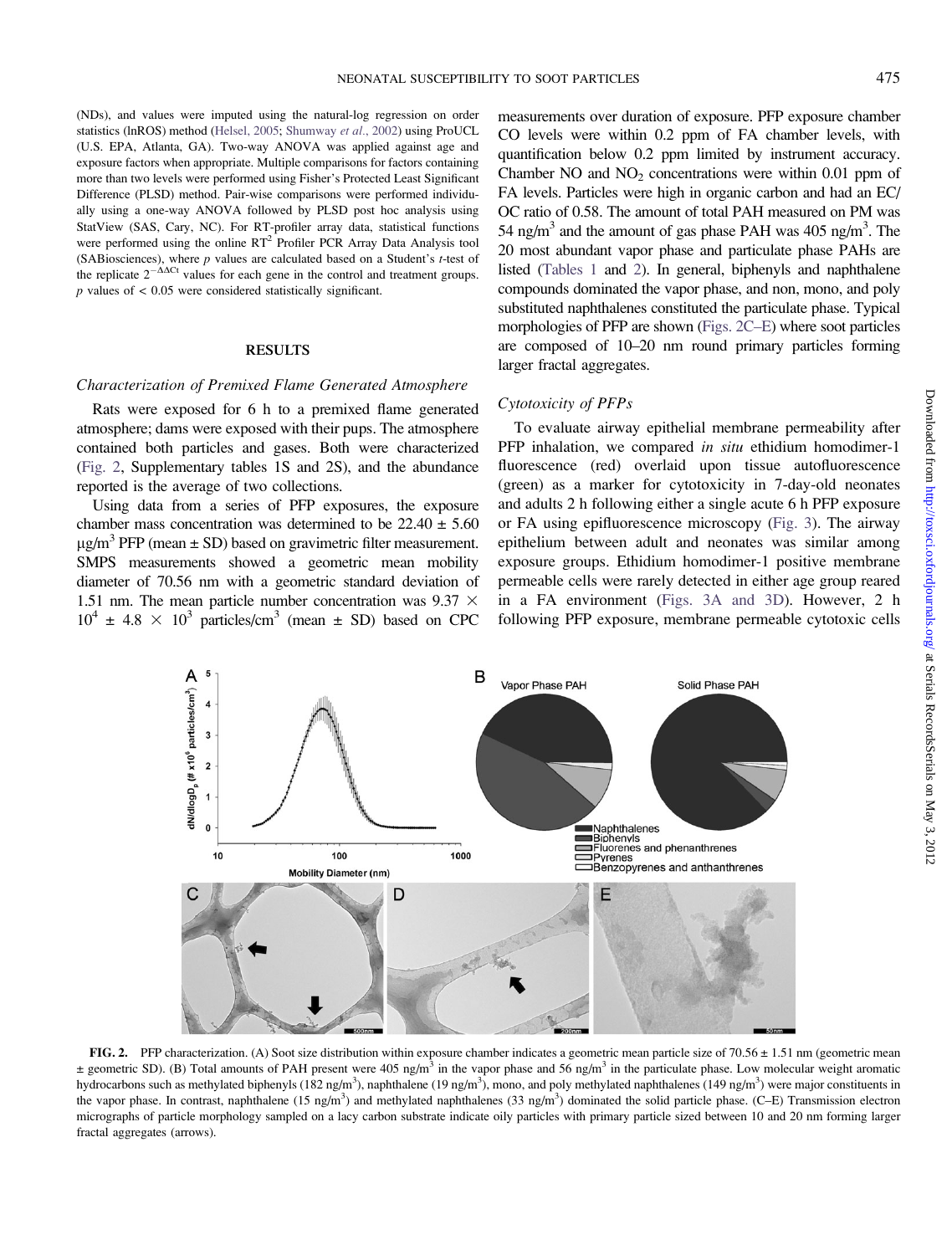(NDs), and values were imputed using the natural-log regression on order statistics (lnROS) method (Helsel, 2005; Shumway *et al*., 2002) using ProUCL (U.S. EPA, Atlanta, GA). Two-way ANOVA was applied against age and exposure factors when appropriate. Multiple comparisons for factors containing more than two levels were performed using Fisher's Protected Least Significant Difference (PLSD) method. Pair-wise comparisons were performed individually using a one-way ANOVA followed by PLSD post hoc analysis using StatView (SAS, Cary, NC). For RT-profiler array data, statistical functions were performed using the online $RT^2$ Profiler PCR Array Data Analysis tool (SABiosciences), where $p$ values are calculated based on a Student's $t$-test of the replicate $2^{-\Delta\Delta Ct}$ values for each gene in the control and treatment groups. $p$ values of $< 0.05$ were considered statistically significant.

## RESULTS

### Characterization of Premixed Flame Generated Atmosphere

Rats were exposed for 6 h to a premixed flame generated atmosphere; dams were exposed with their pups. The atmosphere contained both particles and gases. Both were characterized (Fig. 2, Supplementary tables 1S and 2S), and the abundance reported is the average of two collections.

Using data from a series of PFP exposures, the exposure chamber mass concentration was determined to be $22.40 \pm 5.60$ μg/m$^3$ PFP (mean ± SD) based on gravimetric filter measurement. SMPS measurements showed a geometric mean mobility diameter of 70.56 nm with a geometric standard deviation of 1.51 nm. The mean particle number concentration was $9.37 \times 10^4 \pm 4.8 \times 10^3$ particles/cm$^3$ (mean ± SD) based on CPC measurements over duration of exposure. PFP exposure chamber CO levels were within 0.2 ppm of FA chamber levels, with quantification below 0.2 ppm limited by instrument accuracy. Chamber NO and $NO_2$ concentrations were within 0.01 ppm of FA levels. Particles were high in organic carbon and had an EC/OC ratio of 0.58. The amount of total PAH measured on PM was 54 ng/m$^3$ and the amount of gas phase PAH was 405 ng/m$^3$. The 20 most abundant vapor phase and particulate phase PAHs are listed (Tables 1 and 2). In general, biphenyls and naphthalene compounds dominated the vapor phase, and non, mono, and poly substituted naphthalenes constituted the particulate phase. Typical morphologies of PFP are shown (Figs. 2C–E) where soot particles are composed of 10–20 nm round primary particles forming larger fractal aggregates.

### Cytotoxicity of PFPs

To evaluate airway epithelial membrane permeability after PFP inhalation, we compared *in situ* ethidium homodimer-1 fluorescence (red) overlaid upon tissue autofluorescence (green) as a marker for cytotoxicity in 7-day-old neonates and adults 2 h following either a single acute 6 h PFP exposure or FA using epifluorescence microscopy (Fig. 3). The airway epithelium between adult and neonates was similar among exposure groups. Ethidium homodimer-1 positive membrane permeable cells were rarely detected in either age group reared in a FA environment (Figs. 3A and 3D). However, 2 h following PFP exposure, membrane permeable cytotoxic cells

**FIG. 2.** PFP characterization. (A) Soot size distribution within exposure chamber indicates a geometric mean particle size of 70.56 ± 1.51 nm (geometric mean ± geometric SD). (B) Total amounts of PAH present were 405 ng/m$^3$ in the vapor phase and 56 ng/m$^3$ in the particulate phase. Low molecular weight aromatic hydrocarbons such as methylated biphenyls (182 ng/m$^3$), naphthalene (19 ng/m$^3$), mono, and poly methylated naphthalenes (149 ng/m$^3$) were major constituents in the vapor phase. In contrast, naphthalene (15 ng/m$^3$) and methylated naphthalenes (33 ng/m$^3$) dominated the solid particle phase. (C–E) Transmission electron micrographs of particle morphology sampled on a lacy carbon substrate indicate oily particles with primary particle sized between 10 and 20 nm forming larger fractal aggregates (arrows).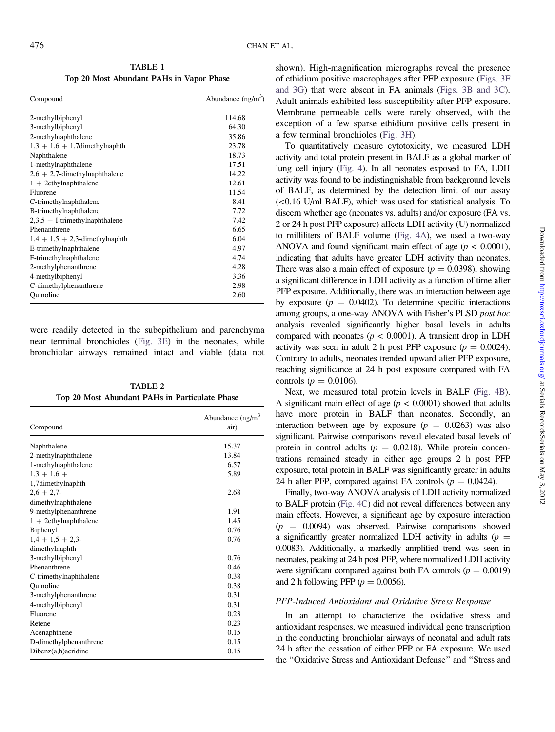**TABLE 1**
**Top 20 Most Abundant PAHs in Vapor Phase**

| Compound | Abundance (ng/m$^3$) |
|---|---|
| 2-methylbiphenyl | 114.68 |
| 3-methylbiphenyl | 64.30 |
| 2-methylnaphthalene | 35.86 |
| 1,3 + 1,6 + 1,7dimethylnaphth | 23.78 |
| Naphthalene | 18.73 |
| 1-methylnaphthalene | 17.51 |
| 2,6 + 2,7-dimethylnaphthalene | 14.22 |
| 1 + 2ethylnaphthalene | 12.61 |
| Fluorene | 11.54 |
| C-trimethylnaphthalene | 8.41 |
| B-trimethylnaphthalene | 7.72 |
| 2,3,5 + I-trimethylnaphthalene | 7.42 |
| Phenanthrene | 6.65 |
| 1,4 + 1,5 + 2,3-dimethylnaphth | 6.04 |
| E-trimethylnaphthalene | 4.97 |
| F-trimethylnaphthalene | 4.74 |
| 2-methylphenanthrene | 4.28 |
| 4-methylbiphenyl | 3.36 |
| C-dimethylphenanthrene | 2.98 |
| Quinoline | 2.60 |

were readily detected in the subepithelium and parenchyma near terminal bronchioles (Fig. 3E) in the neonates, while bronchiolar airways remained intact and viable (data not shown). High-magnification micrographs reveal the presence of ethidium positive macrophages after PFP exposure (Figs. 3F and 3G) that were absent in FA animals (Figs. 3B and 3C). Adult animals exhibited less susceptibility after PFP exposure. Membrane permeable cells were rarely observed, with the exception of a few sparse ethidium positive cells present in a few terminal bronchioles (Fig. 3H).

**TABLE 2**
**Top 20 Most Abundant PAHs in Particulate Phase**

| Compound | Abundance (ng/m$^3$ air) |
|---|---|
| Naphthalene | 15.37 |
| 2-methylnaphthalene | 13.84 |
| 1-methylnaphthalene | 6.57 |
| 1,3 + 1,6 + 1,7dimethylnaphth | 5.89 |
| 2,6 + 2,7-dimethylnaphthalene | 2.68 |
| 9-methylphenanthrene | 1.91 |
| 1 + 2ethylnaphthalene | 1.45 |
| Biphenyl | 0.76 |
| 1,4 + 1,5 + 2,3-dimethylnaphth | 0.76 |
| 3-methylbiphenyl | 0.76 |
| Phenanthrene | 0.46 |
| C-trimethylnaphthalene | 0.38 |
| Quinoline | 0.38 |
| 3-methylphenanthrene | 0.31 |
| 4-methylbiphenyl | 0.31 |
| Fluorene | 0.23 |
| Retene | 0.23 |
| Acenaphthene | 0.15 |
| D-dimethylphenanthrene | 0.15 |
| Dibenz(a,h)acridine | 0.15 |

To quantitatively measure cytotoxicity, we measured LDH activity and total protein present in BALF as a global marker of lung cell injury (Fig. 4). In all neonates exposed to FA, LDH activity was found to be indistinguishable from background levels of BALF, as determined by the detection limit of our assay (<0.16 U/ml BALF), which was used for statistical analysis. To discern whether age (neonates vs. adults) and/or exposure (FA vs. 2 or 24 h post PFP exposure) affects LDH activity (U) normalized to milliliters of BALF volume (Fig. 4A), we used a two-way ANOVA and found significant main effect of age ($p < 0.0001$), indicating that adults have greater LDH activity than neonates. There was also a main effect of exposure ($p = 0.0398$), showing a significant difference in LDH activity as a function of time after PFP exposure. Additionally, there was an interaction between age by exposure ($p = 0.0402$). To determine specific interactions among groups, a one-way ANOVA with Fisher's PLSD *post hoc* analysis revealed significantly higher basal levels in adults compared with neonates ($p < 0.0001$). A transient drop in LDH activity was seen in adult 2 h post PFP exposure ($p = 0.0024$). Contrary to adults, neonates trended upward after PFP exposure, reaching significance at 24 h post exposure compared with FA controls ($p = 0.0106$).

Next, we measured total protein levels in BALF (Fig. 4B). A significant main effect of age ($p < 0.0001$) showed that adults have more protein in BALF than neonates. Secondly, an interaction between age by exposure ($p = 0.0263$) was also significant. Pairwise comparisons reveal elevated basal levels of protein in control adults ($p = 0.0218$). While protein concentrations remained steady in either age groups 2 h post PFP exposure, total protein in BALF was significantly greater in adults 24 h after PFP, compared against FA controls ($p = 0.0424$).

Finally, two-way ANOVA analysis of LDH activity normalized to BALF protein (Fig. 4C) did not reveal differences between any main effects. However, a significant age by exposure interaction ($p = 0.0094$) was observed. Pairwise comparisons showed a significantly greater normalized LDH activity in adults ($p = 0.0083$). Additionally, a markedly amplified trend was seen in neonates, peaking at 24 h post PFP, where normalized LDH activity were significant compared against both FA controls ($p = 0.0019$) and 2 h following PFP ($p = 0.0056$).

### *PFP-Induced Antioxidant and Oxidative Stress Response*

In an attempt to characterize the oxidative stress and antioxidant responses, we measured individual gene transcription in the conducting bronchiolar airways of neonatal and adult rats 24 h after the cessation of either PFP or FA exposure. We used the "Oxidative Stress and Antioxidant Defense" and "Stress and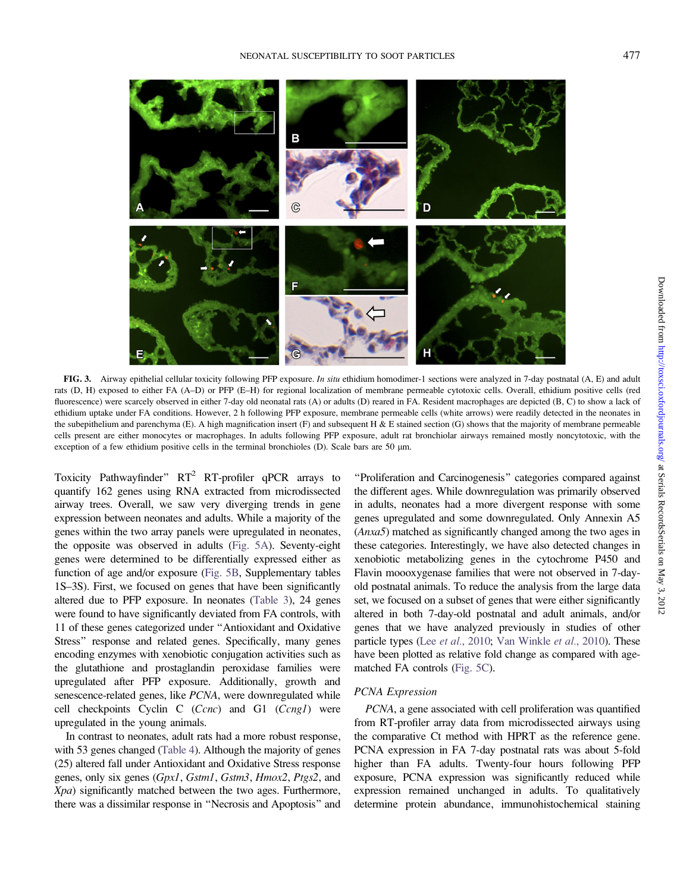**FIG. 3.** Airway epithelial cellular toxicity following PFP exposure. *In situ* ethidium homodimer-1 sections were analyzed in 7-day postnatal (A, E) and adult rats (D, H) exposed to either FA (A–D) or PFP (E–H) for regional localization of membrane permeable cytotoxic cells. Overall, ethidium positive cells (red fluorescence) were scarcely observed in either 7-day old neonatal rats (A) or adults (D) reared in FA. Resident macrophages are depicted (B, C) to show a lack of ethidium uptake under FA conditions. However, 2 h following PFP exposure, membrane permeable cells (white arrows) were readily detected in the neonates in the subepithelium and parenchyma (E). A high magnification insert (F) and subsequent H & E stained section (G) shows that the majority of membrane permeable cells present are either monocytes or macrophages. In adults following PFP exposure, adult rat bronchiolar airways remained mostly noncytotoxic, with the exception of a few ethidium positive cells in the terminal bronchioles (D). Scale bars are 50 μm.

Toxicity Pathwayfinder" $RT^2$ RT-profiler qPCR arrays to quantify 162 genes using RNA extracted from microdissected airway trees. Overall, we saw very diverging trends in gene expression between neonates and adults. While a majority of the genes within the two array panels were upregulated in neonates, the opposite was observed in adults (Fig. 5A). Seventy-eight genes were determined to be differentially expressed either as function of age and/or exposure (Fig. 5B, Supplementary tables 1S–3S). First, we focused on genes that have been significantly altered due to PFP exposure. In neonates (Table 3), 24 genes were found to have significantly deviated from FA controls, with 11 of these genes categorized under "Antioxidant and Oxidative Stress" response and related genes. Specifically, many genes encoding enzymes with xenobiotic conjugation activities such as the glutathione and prostaglandin peroxidase families were upregulated after PFP exposure. Additionally, growth and senescence-related genes, like *PCNA*, were downregulated while cell checkpoints Cyclin C (*Ccnc*) and G1 (*Ccng1*) were upregulated in the young animals.

In contrast to neonates, adult rats had a more robust response, with 53 genes changed (Table 4). Although the majority of genes (25) altered fall under Antioxidant and Oxidative Stress response genes, only six genes (*Gpx1*, *Gstm1*, *Gstm3*, *Hmox2*, *Ptgs2*, and *Xpa*) significantly matched between the two ages. Furthermore, there was a dissimilar response in "Necrosis and Apoptosis" and "Proliferation and Carcinogenesis" categories compared against the different ages. While downregulation was primarily observed in adults, neonates had a more divergent response with some genes upregulated and some downregulated. Only Annexin A5 (*Anxa5*) matched as significantly changed among the two ages in these categories. Interestingly, we have also detected changes in xenobiotic metabolizing genes in the cytochrome P450 and Flavin moooxygenase families that were not observed in 7-day-old postnatal animals. To reduce the analysis from the large data set, we focused on a subset of genes that were either significantly altered in both 7-day-old postnatal and adult animals, and/or genes that we have analyzed previously in studies of other particle types (Lee *et al.*, 2010; Van Winkle *et al.*, 2010). These have been plotted as relative fold change as compared with age-matched FA controls (Fig. 5C).

### PCNA Expression

*PCNA*, a gene associated with cell proliferation was quantified from RT-profiler array data from microdissected airways using the comparative Ct method with HPRT as the reference gene. PCNA expression in FA 7-day postnatal rats was about 5-fold higher than FA adults. Twenty-four hours following PFP exposure, PCNA expression was significantly reduced while expression remained unchanged in adults. To qualitatively determine protein abundance, immunohistochemical staining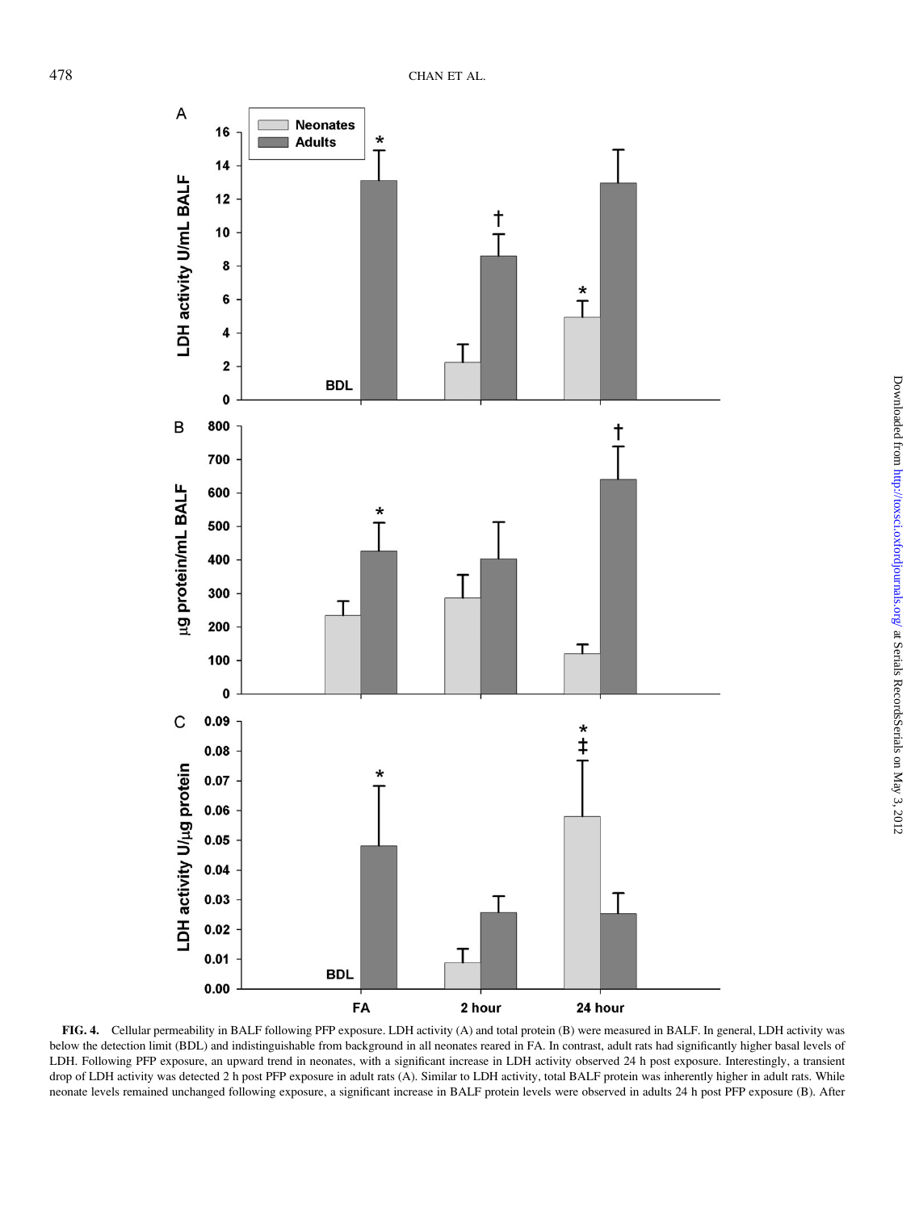**FIG. 4.** Cellular permeability in BALF following PFP exposure. LDH activity (A) and total protein (B) were measured in BALF. In general, LDH activity was below the detection limit (BDL) and indistinguishable from background in all neonates reared in FA. In contrast, adult rats had significantly higher basal levels of LDH. Following PFP exposure, an upward trend in neonates, with a significant increase in LDH activity observed 24 h post exposure. Interestingly, a transient drop of LDH activity was detected 2 h post PFP exposure in adult rats (A). Similar to LDH activity, total BALF protein was inherently higher in adult rats. While neonate levels remained unchanged following exposure, a significant increase in BALF protein levels were observed in adults 24 h post PFP exposure (B). After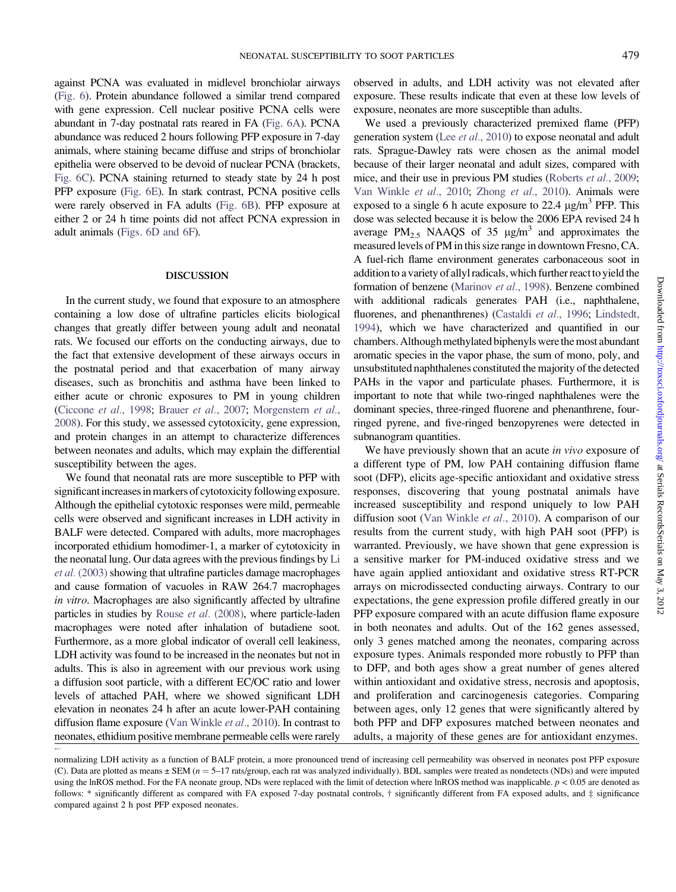against PCNA was evaluated in midlevel bronchiolar airways (Fig. 6). Protein abundance followed a similar trend compared with gene expression. Cell nuclear positive PCNA cells were abundant in 7-day postnatal rats reared in FA (Fig. 6A). PCNA abundance was reduced 2 hours following PFP exposure in 7-day animals, where staining became diffuse and strips of bronchiolar epithelia were observed to be devoid of nuclear PCNA (brackets, Fig. 6C). PCNA staining returned to steady state by 24 h post PFP exposure (Fig. 6E). In stark contrast, PCNA positive cells were rarely observed in FA adults (Fig. 6B). PFP exposure at either 2 or 24 h time points did not affect PCNA expression in adult animals (Figs. 6D and 6F).

## DISCUSSION

In the current study, we found that exposure to an atmosphere containing a low dose of ultrafine particles elicits biological changes that greatly differ between young adult and neonatal rats. We focused our efforts on the conducting airways, due to the fact that extensive development of these airways occurs in the postnatal period and that exacerbation of many airway diseases, such as bronchitis and asthma have been linked to either acute or chronic exposures to PM in young children (Ciccone *et al.*, 1998; Brauer *et al.*, 2007; Morgenstern *et al.*, 2008). For this study, we assessed cytotoxicity, gene expression, and protein changes in an attempt to characterize differences between neonates and adults, which may explain the differential susceptibility between the ages.

We found that neonatal rats are more susceptible to PFP with significant increases in markers of cytotoxicity following exposure. Although the epithelial cytotoxic responses were mild, permeable cells were observed and significant increases in LDH activity in BALF were detected. Compared with adults, more macrophages incorporated ethidium homodimer-1, a marker of cytotoxicity in the neonatal lung. Our data agrees with the previous findings by Li *et al.* (2003) showing that ultrafine particles damage macrophages and cause formation of vacuoles in RAW 264.7 macrophages *in vitro*. Macrophages are also significantly affected by ultrafine particles in studies by Rouse *et al.* (2008), where particle-laden macrophages were noted after inhalation of butadiene soot. Furthermore, as a more global indicator of overall cell leakiness, LDH activity was found to be increased in the neonates but not in adults. This is also in agreement with our previous work using a diffusion soot particle, with a different EC/OC ratio and lower levels of attached PAH, where we showed significant LDH elevation in neonates 24 h after an acute lower-PAH containing diffusion flame exposure (Van Winkle *et al.*, 2010). In contrast to neonates, ethidium positive membrane permeable cells were rarely observed in adults, and LDH activity was not elevated after exposure. These results indicate that even at these low levels of exposure, neonates are more susceptible than adults.

We used a previously characterized premixed flame (PFP) generation system (Lee *et al.*, 2010) to expose neonatal and adult rats. Sprague-Dawley rats were chosen as the animal model because of their larger neonatal and adult sizes, compared with mice, and their use in previous PM studies (Roberts *et al.*, 2009; Van Winkle *et al.*, 2010; Zhong *et al.*, 2010). Animals were exposed to a single 6 h acute exposure to 22.4 $\mu g/m^3$ PFP. This dose was selected because it is below the 2006 EPA revised 24 h average $PM_{2.5}$ NAAQS of 35 $\mu g/m^3$ and approximates the measured levels of PM in this size range in downtown Fresno, CA. A fuel-rich flame environment generates carbonaceous soot in addition to a variety of allyl radicals, which further react to yield the formation of benzene (Marinov *et al.*, 1998). Benzene combined with additional radicals generates PAH (i.e., naphthalene, fluorenes, and phenanthrenes) (Castaldi *et al.*, 1996; Lindstedt, 1994), which we have characterized and quantified in our chambers. Although methylated biphenyls were the most abundant aromatic species in the vapor phase, the sum of mono, poly, and unsubstituted naphthalenes constituted the majority of the detected PAHs in the vapor and particulate phases. Furthermore, it is important to note that while two-ringed naphthalenes were the dominant species, three-ringed fluorene and phenanthrene, four-ringed pyrene, and five-ringed benzopyrenes were detected in subnanogram quantities.

We have previously shown that an acute *in vivo* exposure of a different type of PM, low PAH containing diffusion flame soot (DFP), elicits age-specific antioxidant and oxidative stress responses, discovering that young postnatal animals have increased susceptibility and respond uniquely to low PAH diffusion soot (Van Winkle *et al.*, 2010). A comparison of our results from the current study, with high PAH soot (PFP) is warranted. Previously, we have shown that gene expression is a sensitive marker for PM-induced oxidative stress and we have again applied antioxidant and oxidative stress RT-PCR arrays on microdissected conducting airways. Contrary to our expectations, the gene expression profile differed greatly in our PFP exposure compared with an acute diffusion flame exposure in both neonates and adults. Out of the 162 genes assessed, only 3 genes matched among the neonates, comparing across exposure types. Animals responded more robustly to PFP than to DFP, and both ages show a great number of genes altered within antioxidant and oxidative stress, necrosis and apoptosis, and proliferation and carcinogenesis categories. Comparing between ages, only 12 genes that were significantly altered by both PFP and DFP exposures matched between neonates and adults, a majority of these genes are for antioxidant enzymes.

normalizing LDH activity as a function of BALF protein, a more pronounced trend of increasing cell permeability was observed in neonates post PFP exposure (C). Data are plotted as means ± SEM ($n$ = 5–17 rats/group, each rat was analyzed individually). BDL samples were treated as nondetects (NDs) and were imputed using the lnROS method. For the FA neonate group, NDs were replaced with the limit of detection where lnROS method was inapplicable. $p < 0.05$ are denoted as follows: * significantly different as compared with FA exposed 7-day postnatal controls, † significantly different from FA exposed adults, and ‡ significance compared against 2 h post PFP exposed neonates.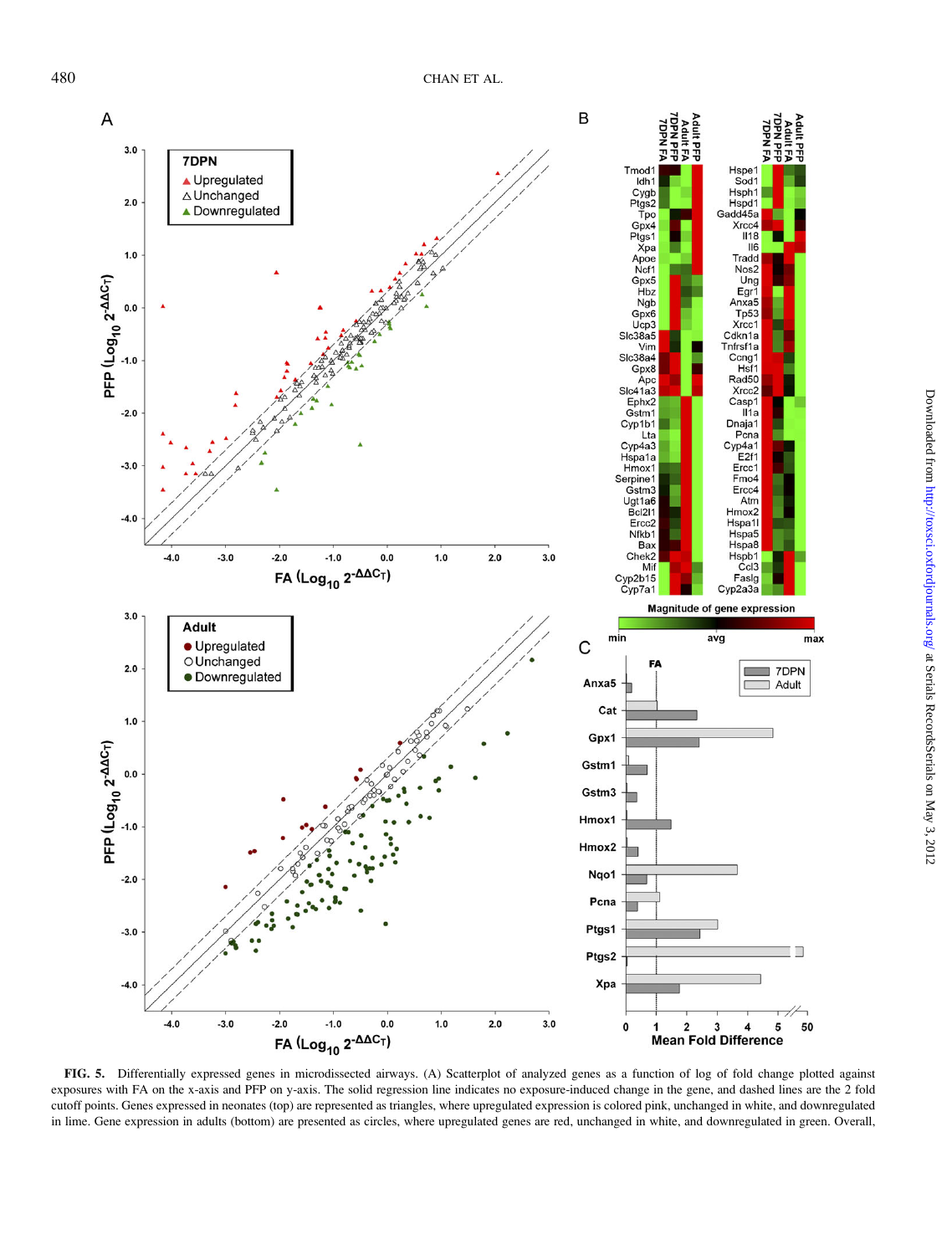**FIG. 5.** Differentially expressed genes in microdissected airways. (A) Scatterplot of analyzed genes as a function of log of fold change plotted against exposures with FA on the x-axis and PFP on y-axis. The solid regression line indicates no exposure-induced change in the gene, and dashed lines are the 2 fold cutoff points. Genes expressed in neonates (top) are represented as triangles, where upregulated expression is colored pink, unchanged in white, and downregulated in lime. Gene expression in adults (bottom) are presented as circles, where upregulated genes are red, unchanged in white, and downregulated in green. Overall,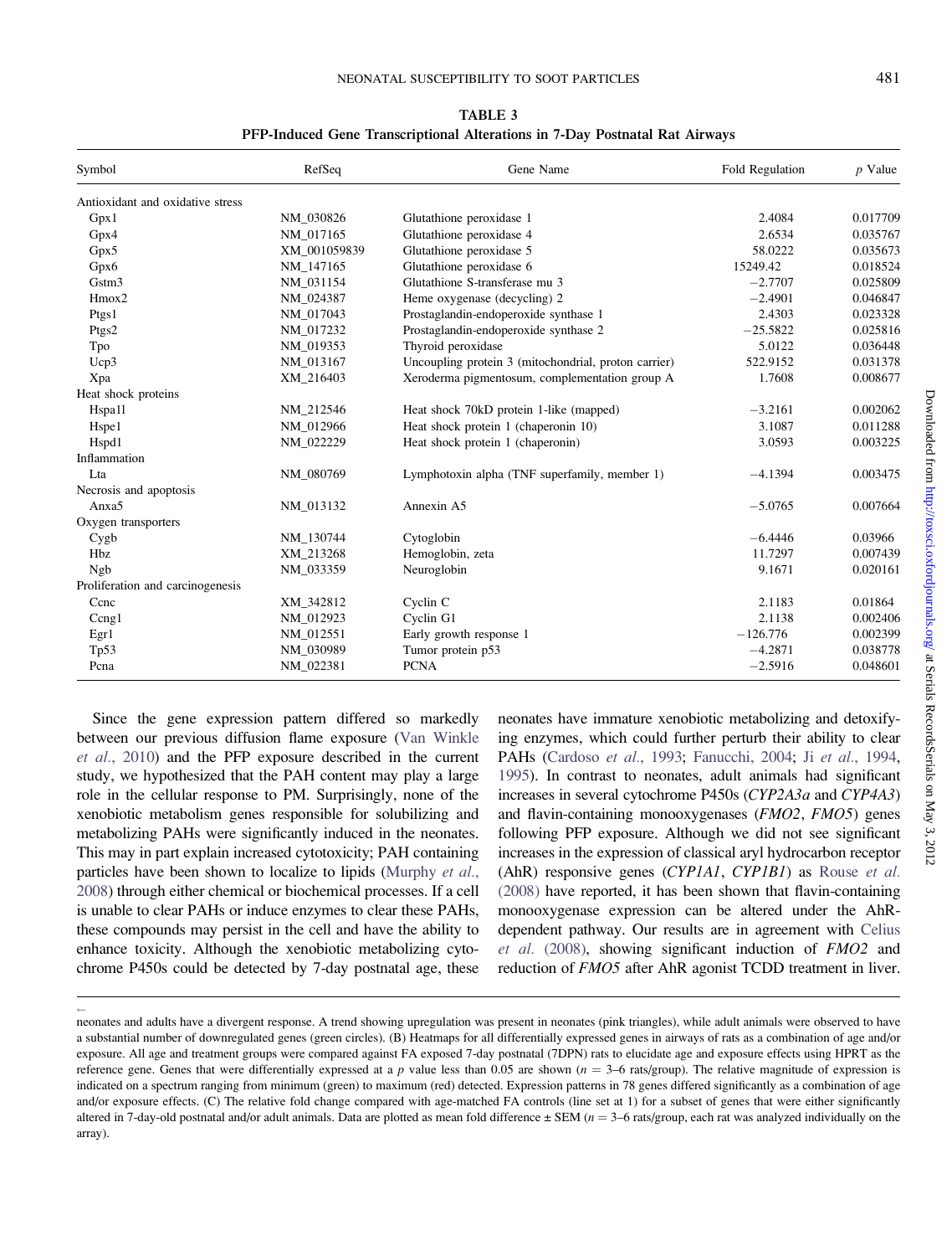**TABLE 3**
**PFP-Induced Gene Transcriptional Alterations in 7-Day Postnatal Rat Airways**

| Symbol | RefSeq | Gene Name | Fold Regulation | *p* Value |
|---|---|---|---|---|
| Antioxidant and oxidative stress | | | | |
| Gpx1 | NM_030826 | Glutathione peroxidase 1 | 2.4084 | 0.017709 |
| Gpx4 | NM_017165 | Glutathione peroxidase 4 | 2.6534 | 0.035767 |
| Gpx5 | XM_001059839 | Glutathione peroxidase 5 | 58.0222 | 0.035673 |
| Gpx6 | NM_147165 | Glutathione peroxidase 6 | 15249.42 | 0.018524 |
| Gstm3 | NM_031154 | Glutathione S-transferase mu 3 | −2.7707 | 0.025809 |
| Hmox2 | NM_024387 | Heme oxygenase (decycling) 2 | −2.4901 | 0.046847 |
| Ptgs1 | NM_017043 | Prostaglandin-endoperoxide synthase 1 | 2.4303 | 0.023328 |
| Ptgs2 | NM_017232 | Prostaglandin-endoperoxide synthase 2 | −25.5822 | 0.025816 |
| Tpo | NM_019353 | Thyroid peroxidase | 5.0122 | 0.036448 |
| Ucp3 | NM_013167 | Uncoupling protein 3 (mitochondrial, proton carrier) | 522.9152 | 0.031378 |
| Xpa | XM_216403 | Xeroderma pigmentosum, complementation group A | 1.7608 | 0.008677 |
| Heat shock proteins | | | | |
| Hspa1l | NM_212546 | Heat shock 70kD protein 1-like (mapped) | −3.2161 | 0.002062 |
| Hspe1 | NM_012966 | Heat shock protein 1 (chaperonin 10) | 3.1087 | 0.011288 |
| Hspd1 | NM_022229 | Heat shock protein 1 (chaperonin) | 3.0593 | 0.003225 |
| Inflammation | | | | |
| Lta | NM_080769 | Lymphotoxin alpha (TNF superfamily, member 1) | −4.1394 | 0.003475 |
| Necrosis and apoptosis | | | | |
| Anxa5 | NM_013132 | Annexin A5 | −5.0765 | 0.007664 |
| Oxygen transporters | | | | |
| Cygb | NM_130744 | Cytoglobin | −6.4446 | 0.03966 |
| Hbz | XM_213268 | Hemoglobin, zeta | 11.7297 | 0.007439 |
| Ngb | NM_033359 | Neuroglobin | 9.1671 | 0.020161 |
| Proliferation and carcinogenesis | | | | |
| Ccnc | XM_342812 | Cyclin C | 2.1183 | 0.01864 |
| Ccng1 | NM_012923 | Cyclin G1 | 2.1138 | 0.002406 |
| Egr1 | NM_012551 | Early growth response 1 | −126.776 | 0.002399 |
| Tp53 | NM_030989 | Tumor protein p53 | −4.2871 | 0.038778 |
| Pcna | NM_022381 | PCNA | −2.5916 | 0.048601 |

Since the gene expression pattern differed so markedly between our previous diffusion flame exposure (Van Winkle *et al.*, 2010) and the PFP exposure described in the current study, we hypothesized that the PAH content may play a large role in the cellular response to PM. Surprisingly, none of the xenobiotic metabolism genes responsible for solubilizing and metabolizing PAHs were significantly induced in the neonates. This may in part explain increased cytotoxicity; PAH containing particles have been shown to localize to lipids (Murphy *et al.*, 2008) through either chemical or biochemical processes. If a cell is unable to clear PAHs or induce enzymes to clear these PAHs, these compounds may persist in the cell and have the ability to enhance toxicity. Although the xenobiotic metabolizing cytochrome P450s could be detected by 7-day postnatal age, these neonates have immature xenobiotic metabolizing and detoxifying enzymes, which could further perturb their ability to clear PAHs (Cardoso *et al.*, 1993; Fanucchi, 2004; Ji *et al.*, 1994, 1995). In contrast to neonates, adult animals had significant increases in several cytochrome P450s (*CYP2A3a* and *CYP4A3*) and flavin-containing monooxygenases (*FMO2*, *FMO5*) genes following PFP exposure. Although we did not see significant increases in the expression of classical aryl hydrocarbon receptor (AhR) responsive genes (*CYP1A1*, *CYP1B1*) as Rouse *et al.* (2008) have reported, it has been shown that flavin-containing monooxygenase expression can be altered under the AhR-dependent pathway. Our results are in agreement with Celius *et al.* (2008), showing significant induction of *FMO2* and reduction of *FMO5* after AhR agonist TCDD treatment in liver.

← neonates and adults have a divergent response. A trend showing upregulation was present in neonates (pink triangles), while adult animals were observed to have a substantial number of downregulated genes (green circles). (B) Heatmaps for all differentially expressed genes in airways of rats as a combination of age and/or exposure. All age and treatment groups were compared against FA exposed 7-day postnatal (7DPN) rats to elucidate age and exposure effects using HPRT as the reference gene. Genes that were differentially expressed at a *p* value less than 0.05 are shown ($n$ = 3–6 rats/group). The relative magnitude of expression is indicated on a spectrum ranging from minimum (green) to maximum (red) detected. Expression patterns in 78 genes differed significantly as a combination of age and/or exposure effects. (C) The relative fold change compared with age-matched FA controls (line set at 1) for a subset of genes that were either significantly altered in 7-day-old postnatal and/or adult animals. Data are plotted as mean fold difference ± SEM ($n$ = 3–6 rats/group, each rat was analyzed individually on the array).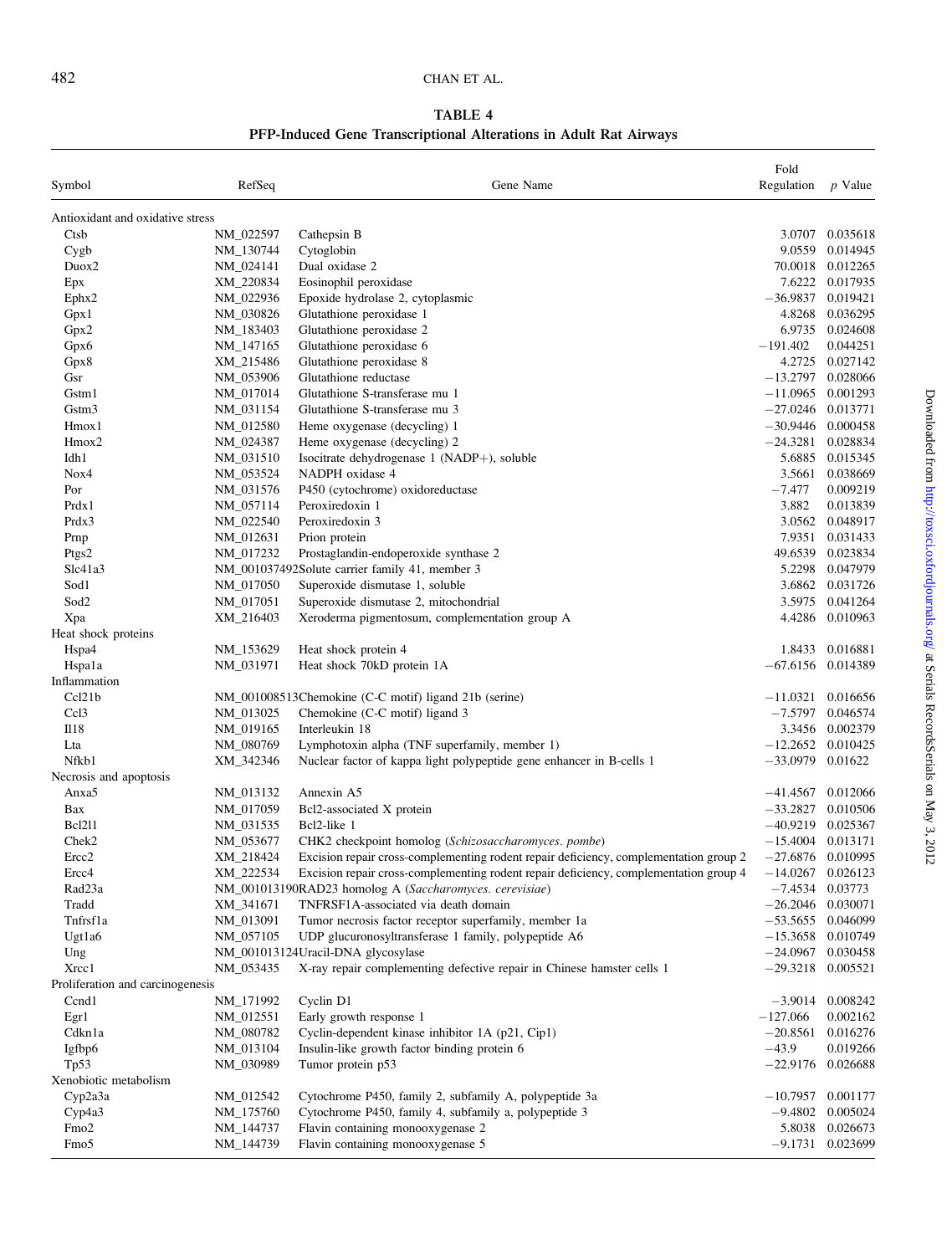**TABLE 4**
**PFP-Induced Gene Transcriptional Alterations in Adult Rat Airways**

| Symbol | RefSeq | Gene Name | Fold Regulation | *p* Value |
|---|---|---|---|---|
| Antioxidant and oxidative stress | | | | |
| Ctsb | NM_022597 | Cathepsin B | 3.0707 | 0.035618 |
| Cygb | NM_130744 | Cytoglobin | 9.0559 | 0.014945 |
| Duox2 | NM_024141 | Dual oxidase 2 | 70.0018 | 0.012265 |
| Epx | XM_220834 | Eosinophil peroxidase | 7.6222 | 0.017935 |
| Ephx2 | NM_022936 | Epoxide hydrolase 2, cytoplasmic | −36.9837 | 0.019421 |
| Gpx1 | NM_030826 | Glutathione peroxidase 1 | 4.8268 | 0.036295 |
| Gpx2 | NM_183403 | Glutathione peroxidase 2 | 6.9735 | 0.024608 |
| Gpx6 | NM_147165 | Glutathione peroxidase 6 | −191.402 | 0.044251 |
| Gpx8 | XM_215486 | Glutathione peroxidase 8 | 4.2725 | 0.027142 |
| Gsr | NM_053906 | Glutathione reductase | −13.2797 | 0.028066 |
| Gstm1 | NM_017014 | Glutathione S-transferase mu 1 | −11.0965 | 0.001293 |
| Gstm3 | NM_031154 | Glutathione S-transferase mu 3 | −27.0246 | 0.013771 |
| Hmox1 | NM_012580 | Heme oxygenase (decycling) 1 | −30.9446 | 0.000458 |
| Hmox2 | NM_024387 | Heme oxygenase (decycling) 2 | −24.3281 | 0.028834 |
| Idh1 | NM_031510 | Isocitrate dehydrogenase 1 (NADP+), soluble | 5.6885 | 0.015345 |
| Nox4 | NM_053524 | NADPH oxidase 4 | 3.5661 | 0.038669 |
| Por | NM_031576 | P450 (cytochrome) oxidoreductase | −7.477 | 0.009219 |
| Prdx1 | NM_057114 | Peroxiredoxin 1 | 3.882 | 0.013839 |
| Prdx3 | NM_022540 | Peroxiredoxin 3 | 3.0562 | 0.048917 |
| Prnp | NM_012631 | Prion protein | 7.9351 | 0.031433 |
| Ptgs2 | NM_017232 | Prostaglandin-endoperoxide synthase 2 | 49.6539 | 0.023834 |
| Slc41a3 | NM_001037492 | Solute carrier family 41, member 3 | 5.2298 | 0.047979 |
| Sod1 | NM_017050 | Superoxide dismutase 1, soluble | 3.6862 | 0.031726 |
| Sod2 | NM_017051 | Superoxide dismutase 2, mitochondrial | 3.5975 | 0.041264 |
| Xpa | XM_216403 | Xeroderma pigmentosum, complementation group A | 4.4286 | 0.010963 |
| Heat shock proteins | | | | |
| Hspa4 | NM_153629 | Heat shock protein 4 | 1.8433 | 0.016881 |
| Hspa1a | NM_031971 | Heat shock 70kD protein 1A | −67.6156 | 0.014389 |
| Inflammation | | | | |
| Ccl21b | NM_001008513 | Chemokine (C-C motif) ligand 21b (serine) | −11.0321 | 0.016656 |
| Ccl3 | NM_013025 | Chemokine (C-C motif) ligand 3 | −7.5797 | 0.046574 |
| Il18 | NM_019165 | Interleukin 18 | 3.3456 | 0.002379 |
| Lta | NM_080769 | Lymphotoxin alpha (TNF superfamily, member 1) | −12.2652 | 0.010425 |
| Nfkb1 | XM_342346 | Nuclear factor of kappa light polypeptide gene enhancer in B-cells 1 | −33.0979 | 0.01622 |
| Necrosis and apoptosis | | | | |
| Anxa5 | NM_013132 | Annexin A5 | −41.4567 | 0.012066 |
| Bax | NM_017059 | Bcl2-associated X protein | −33.2827 | 0.010506 |
| Bcl2l1 | NM_031535 | Bcl2-like 1 | −40.9219 | 0.025367 |
| Chek2 | NM_053677 | CHK2 checkpoint homolog (*Schizosaccharomyces. pombe*) | −15.4004 | 0.013171 |
| Ercc2 | XM_218424 | Excision repair cross-complementing rodent repair deficiency, complementation group 2 | −27.6876 | 0.010995 |
| Ercc4 | XM_222534 | Excision repair cross-complementing rodent repair deficiency, complementation group 4 | −14.0267 | 0.026123 |
| Rad23a | NM_001013190 | RAD23 homolog A (*Saccharomyces. cerevisiae*) | −7.4534 | 0.03773 |
| Tradd | XM_341671 | TNFRSF1A-associated via death domain | −26.2046 | 0.030071 |
| Tnfrsf1a | NM_013091 | Tumor necrosis factor receptor superfamily, member 1a | −53.5655 | 0.046099 |
| Ugt1a6 | NM_057105 | UDP glucuronosyltransferase 1 family, polypeptide A6 | −15.3658 | 0.010749 |
| Ung | NM_001013124 | Uracil-DNA glycosylase | −24.0967 | 0.030458 |
| Xrcc1 | NM_053435 | X-ray repair complementing defective repair in Chinese hamster cells 1 | −29.3218 | 0.005521 |
| Proliferation and carcinogenesis | | | | |
| Ccnd1 | NM_171992 | Cyclin D1 | −3.9014 | 0.008242 |
| Egr1 | NM_012551 | Early growth response 1 | −127.066 | 0.002162 |
| Cdkn1a | NM_080782 | Cyclin-dependent kinase inhibitor 1A (p21, Cip1) | −20.8561 | 0.016276 |
| Igfbp6 | NM_013104 | Insulin-like growth factor binding protein 6 | −43.9 | 0.019266 |
| Tp53 | NM_030989 | Tumor protein p53 | −22.9176 | 0.026688 |
| Xenobiotic metabolism | | | | |
| Cyp2a3a | NM_012542 | Cytochrome P450, family 2, subfamily A, polypeptide 3a | −10.7957 | 0.001177 |
| Cyp4a3 | NM_175760 | Cytochrome P450, family 4, subfamily a, polypeptide 3 | −9.4802 | 0.005024 |
| Fmo2 | NM_144737 | Flavin containing monooxygenase 2 | 5.8038 | 0.026673 |
| Fmo5 | NM_144739 | Flavin containing monooxygenase 5 | −9.1731 | 0.023699 |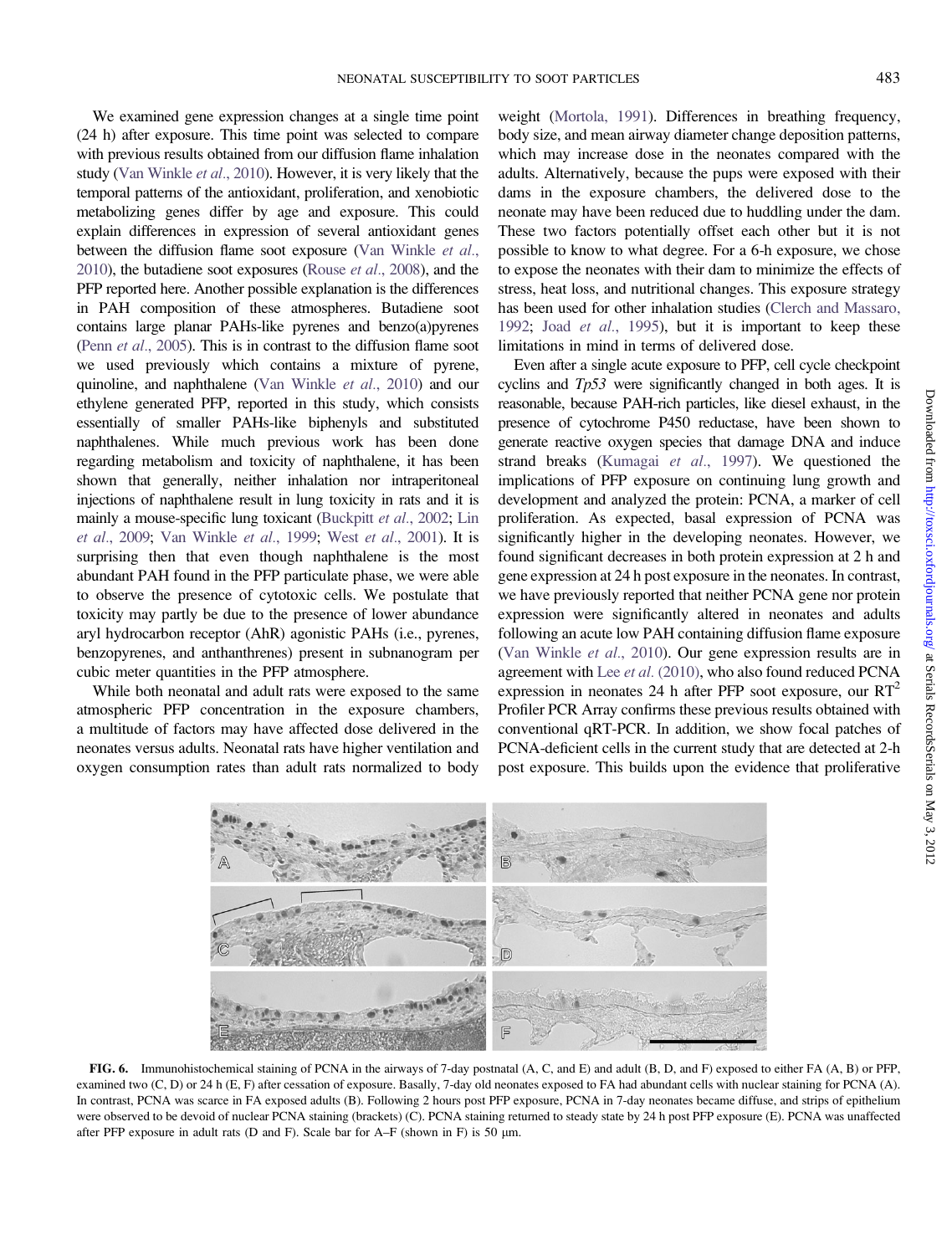We examined gene expression changes at a single time point (24 h) after exposure. This time point was selected to compare with previous results obtained from our diffusion flame inhalation study (Van Winkle *et al*., 2010). However, it is very likely that the temporal patterns of the antioxidant, proliferation, and xenobiotic metabolizing genes differ by age and exposure. This could explain differences in expression of several antioxidant genes between the diffusion flame soot exposure (Van Winkle *et al*., 2010), the butadiene soot exposures (Rouse *et al*., 2008), and the PFP reported here. Another possible explanation is the differences in PAH composition of these atmospheres. Butadiene soot contains large planar PAHs-like pyrenes and benzo(a)pyrenes (Penn *et al*., 2005). This is in contrast to the diffusion flame soot we used previously which contains a mixture of pyrene, quinoline, and naphthalene (Van Winkle *et al*., 2010) and our ethylene generated PFP, reported in this study, which consists essentially of smaller PAHs-like biphenyls and substituted naphthalenes. While much previous work has been done regarding metabolism and toxicity of naphthalene, it has been shown that generally, neither inhalation nor intraperitoneal injections of naphthalene result in lung toxicity in rats and it is mainly a mouse-specific lung toxicant (Buckpitt *et al*., 2002; Lin *et al*., 2009; Van Winkle *et al*., 1999; West *et al*., 2001). It is surprising then that even though naphthalene is the most abundant PAH found in the PFP particulate phase, we were able to observe the presence of cytotoxic cells. We postulate that toxicity may partly be due to the presence of lower abundance aryl hydrocarbon receptor (AhR) agonistic PAHs (i.e., pyrenes, benzopyrenes, and anthanthrenes) present in subnanogram per cubic meter quantities in the PFP atmosphere.

While both neonatal and adult rats were exposed to the same atmospheric PFP concentration in the exposure chambers, a multitude of factors may have affected dose delivered in the neonates versus adults. Neonatal rats have higher ventilation and oxygen consumption rates than adult rats normalized to body weight (Mortola, 1991). Differences in breathing frequency, body size, and mean airway diameter change deposition patterns, which may increase dose in the neonates compared with the adults. Alternatively, because the pups were exposed with their dams in the exposure chambers, the delivered dose to the neonate may have been reduced due to huddling under the dam. These two factors potentially offset each other but it is not possible to know to what degree. For a 6-h exposure, we chose to expose the neonates with their dam to minimize the effects of stress, heat loss, and nutritional changes. This exposure strategy has been used for other inhalation studies (Clerch and Massaro, 1992; Joad *et al*., 1995), but it is important to keep these limitations in mind in terms of delivered dose.

Even after a single acute exposure to PFP, cell cycle checkpoint cyclins and *Tp53* were significantly changed in both ages. It is reasonable, because PAH-rich particles, like diesel exhaust, in the presence of cytochrome P450 reductase, have been shown to generate reactive oxygen species that damage DNA and induce strand breaks (Kumagai *et al*., 1997). We questioned the implications of PFP exposure on continuing lung growth and development and analyzed the protein: PCNA, a marker of cell proliferation. As expected, basal expression of PCNA was significantly higher in the developing neonates. However, we found significant decreases in both protein expression at 2 h and gene expression at 24 h post exposure in the neonates. In contrast, we have previously reported that neither PCNA gene nor protein expression were significantly altered in neonates and adults following an acute low PAH containing diffusion flame exposure (Van Winkle *et al*., 2010). Our gene expression results are in agreement with Lee *et al*. (2010), who also found reduced PCNA expression in neonates 24 h after PFP soot exposure, our RT$^2$ Profiler PCR Array confirms these previous results obtained with conventional qRT-PCR. In addition, we show focal patches of PCNA-deficient cells in the current study that are detected at 2-h post exposure. This builds upon the evidence that proliferative

**FIG. 6.** Immunohistochemical staining of PCNA in the airways of 7-day postnatal (A, C, and E) and adult (B, D, and F) exposed to either FA (A, B) or PFP, examined two (C, D) or 24 h (E, F) after cessation of exposure. Basally, 7-day old neonates exposed to FA had abundant cells with nuclear staining for PCNA (A). In contrast, PCNA was scarce in FA exposed adults (B). Following 2 hours post PFP exposure, PCNA in 7-day neonates became diffuse, and strips of epithelium were observed to be devoid of nuclear PCNA staining (brackets) (C). PCNA staining returned to steady state by 24 h post PFP exposure (E). PCNA was unaffected after PFP exposure in adult rats (D and F). Scale bar for A–F (shown in F) is 50 μm.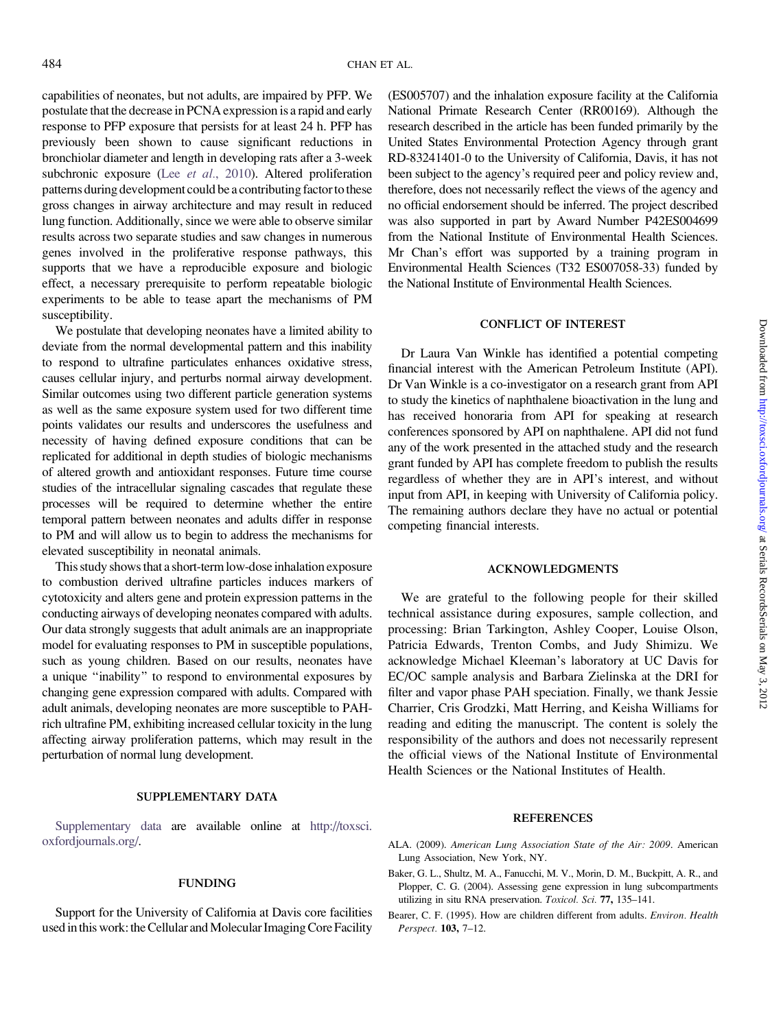capabilities of neonates, but not adults, are impaired by PFP. We postulate that the decrease in PCNA expression is a rapid and early response to PFP exposure that persists for at least 24 h. PFP has previously been shown to cause significant reductions in bronchiolar diameter and length in developing rats after a 3-week subchronic exposure (Lee *et al.*, 2010). Altered proliferation patterns during development could be a contributing factor to these gross changes in airway architecture and may result in reduced lung function. Additionally, since we were able to observe similar results across two separate studies and saw changes in numerous genes involved in the proliferative response pathways, this supports that we have a reproducible exposure and biologic effect, a necessary prerequisite to perform repeatable biologic experiments to be able to tease apart the mechanisms of PM susceptibility.

We postulate that developing neonates have a limited ability to deviate from the normal developmental pattern and this inability to respond to ultrafine particulates enhances oxidative stress, causes cellular injury, and perturbs normal airway development. Similar outcomes using two different particle generation systems as well as the same exposure system used for two different time points validates our results and underscores the usefulness and necessity of having defined exposure conditions that can be replicated for additional in depth studies of biologic mechanisms of altered growth and antioxidant responses. Future time course studies of the intracellular signaling cascades that regulate these processes will be required to determine whether the entire temporal pattern between neonates and adults differ in response to PM and will allow us to begin to address the mechanisms for elevated susceptibility in neonatal animals.

This study shows that a short-term low-dose inhalation exposure to combustion derived ultrafine particles induces markers of cytotoxicity and alters gene and protein expression patterns in the conducting airways of developing neonates compared with adults. Our data strongly suggests that adult animals are an inappropriate model for evaluating responses to PM in susceptible populations, such as young children. Based on our results, neonates have a unique ''inability'' to respond to environmental exposures by changing gene expression compared with adults. Compared with adult animals, developing neonates are more susceptible to PAH-rich ultrafine PM, exhibiting increased cellular toxicity in the lung affecting airway proliferation patterns, which may result in the perturbation of normal lung development.

## SUPPLEMENTARY DATA

Supplementary data are available online at http://toxsci.oxfordjournals.org/.

## FUNDING

Support for the University of California at Davis core facilities used in this work: the Cellular and Molecular Imaging Core Facility (ES005707) and the inhalation exposure facility at the California National Primate Research Center (RR00169). Although the research described in the article has been funded primarily by the United States Environmental Protection Agency through grant RD-83241401-0 to the University of California, Davis, it has not been subject to the agency's required peer and policy review and, therefore, does not necessarily reflect the views of the agency and no official endorsement should be inferred. The project described was also supported in part by Award Number P42ES004699 from the National Institute of Environmental Health Sciences. Mr Chan's effort was supported by a training program in Environmental Health Sciences (T32 ES007058-33) funded by the National Institute of Environmental Health Sciences.

## CONFLICT OF INTEREST

Dr Laura Van Winkle has identified a potential competing financial interest with the American Petroleum Institute (API). Dr Van Winkle is a co-investigator on a research grant from API to study the kinetics of naphthalene bioactivation in the lung and has received honoraria from API for speaking at research conferences sponsored by API on naphthalene. API did not fund any of the work presented in the attached study and the research grant funded by API has complete freedom to publish the results regardless of whether they are in API's interest, and without input from API, in keeping with University of California policy. The remaining authors declare they have no actual or potential competing financial interests.

## ACKNOWLEDGMENTS

We are grateful to the following people for their skilled technical assistance during exposures, sample collection, and processing: Brian Tarkington, Ashley Cooper, Louise Olson, Patricia Edwards, Trenton Combs, and Judy Shimizu. We acknowledge Michael Kleeman's laboratory at UC Davis for EC/OC sample analysis and Barbara Zielinska at the DRI for filter and vapor phase PAH speciation. Finally, we thank Jessie Charrier, Cris Grodzki, Matt Herring, and Keisha Williams for reading and editing the manuscript. The content is solely the responsibility of the authors and does not necessarily represent the official views of the National Institute of Environmental Health Sciences or the National Institutes of Health.

## REFERENCES

ALA. (2009). *American Lung Association State of the Air: 2009*. American Lung Association, New York, NY.

Baker, G. L., Shultz, M. A., Fanucchi, M. V., Morin, D. M., Buckpitt, A. R., and Plopper, C. G. (2004). Assessing gene expression in lung subcompartments utilizing in situ RNA preservation. *Toxicol. Sci.* **77,** 135–141.

Bearer, C. F. (1995). How are children different from adults. *Environ. Health Perspect.* **103,** 7–12.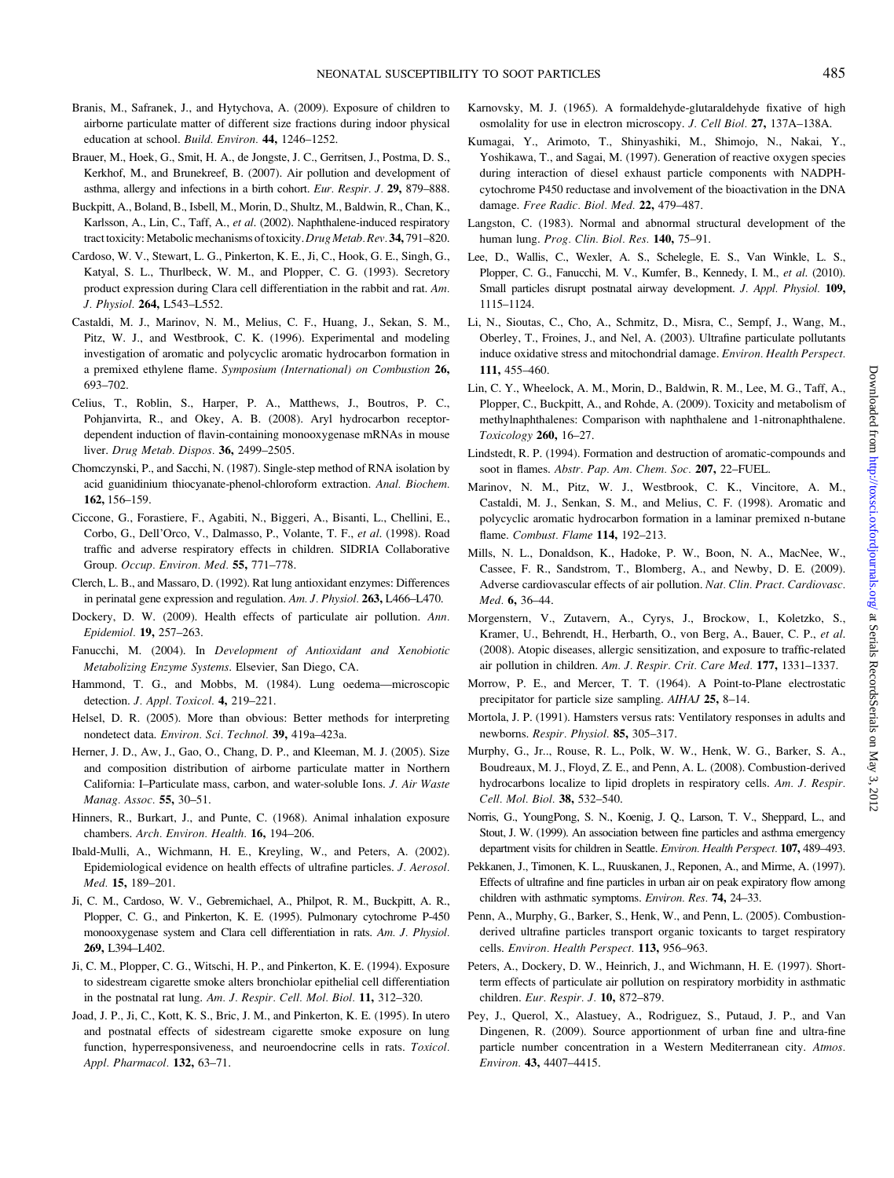Branis, M., Safranek, J., and Hytychova, A. (2009). Exposure of children to airborne particulate matter of different size fractions during indoor physical education at school. *Build. Environ.* **44,** 1246–1252.

Brauer, M., Hoek, G., Smit, H. A., de Jongste, J. C., Gerritsen, J., Postma, D. S., Kerkhof, M., and Brunekreef, B. (2007). Air pollution and development of asthma, allergy and infections in a birth cohort. *Eur. Respir. J.* **29,** 879–888.

Buckpitt, A., Boland, B., Isbell, M., Morin, D., Shultz, M., Baldwin, R., Chan, K., Karlsson, A., Lin, C., Taff, A., *et al.* (2002). Naphthalene-induced respiratory tract toxicity: Metabolic mechanisms of toxicity. *Drug Metab. Rev.* **34,** 791–820.

Cardoso, W. V., Stewart, L. G., Pinkerton, K. E., Ji, C., Hook, G. E., Singh, G., Katyal, S. L., Thurlbeck, W. M., and Plopper, C. G. (1993). Secretory product expression during Clara cell differentiation in the rabbit and rat. *Am. J. Physiol.* **264,** L543–L552.

Castaldi, M. J., Marinov, N. M., Melius, C. F., Huang, J., Sekan, S. M., Pitz, W. J., and Westbrook, C. K. (1996). Experimental and modeling investigation of aromatic and polycyclic aromatic hydrocarbon formation in a premixed ethylene flame. *Symposium (International) on Combustion* **26,** 693–702.

Celius, T., Roblin, S., Harper, P. A., Matthews, J., Boutros, P. C., Pohjanvirta, R., and Okey, A. B. (2008). Aryl hydrocarbon receptor-dependent induction of flavin-containing monooxygenase mRNAs in mouse liver. *Drug Metab. Dispos.* **36,** 2499–2505.

Chomczynski, P., and Sacchi, N. (1987). Single-step method of RNA isolation by acid guanidinium thiocyanate-phenol-chloroform extraction. *Anal. Biochem.* **162,** 156–159.

Ciccone, G., Forastiere, F., Agabiti, N., Biggeri, A., Bisanti, L., Chellini, E., Corbo, G., Dell'Orco, V., Dalmasso, P., Volante, T. F., *et al.* (1998). Road traffic and adverse respiratory effects in children. SIDRIA Collaborative Group. *Occup. Environ. Med.* **55,** 771–778.

Clerch, L. B., and Massaro, D. (1992). Rat lung antioxidant enzymes: Differences in perinatal gene expression and regulation. *Am. J. Physiol.* **263,** L466–L470.

Dockery, D. W. (2009). Health effects of particulate air pollution. *Ann. Epidemiol.* **19,** 257–263.

Fanucchi, M. (2004). In *Development of Antioxidant and Xenobiotic Metabolizing Enzyme Systems*. Elsevier, San Diego, CA.

Hammond, T. G., and Mobbs, M. (1984). Lung oedema—microscopic detection. *J. Appl. Toxicol.* **4,** 219–221.

Helsel, D. R. (2005). More than obvious: Better methods for interpreting nondetect data. *Environ. Sci. Technol.* **39,** 419a–423a.

Herner, J. D., Aw, J., Gao, O., Chang, D. P., and Kleeman, M. J. (2005). Size and composition distribution of airborne particulate matter in Northern California: I–Particulate mass, carbon, and water-soluble Ions. *J. Air Waste Manag. Assoc.* **55,** 30–51.

Hinners, R., Burkart, J., and Punte, C. (1968). Animal inhalation exposure chambers. *Arch. Environ. Health.* **16,** 194–206.

Ibald-Mulli, A., Wichmann, H. E., Kreyling, W., and Peters, A. (2002). Epidemiological evidence on health effects of ultrafine particles. *J. Aerosol. Med.* **15,** 189–201.

Ji, C. M., Cardoso, W. V., Gebremichael, A., Philpot, R. M., Buckpitt, A. R., Plopper, C. G., and Pinkerton, K. E. (1995). Pulmonary cytochrome P-450 monooxygenase system and Clara cell differentiation in rats. *Am. J. Physiol.* **269,** L394–L402.

Ji, C. M., Plopper, C. G., Witschi, H. P., and Pinkerton, K. E. (1994). Exposure to sidestream cigarette smoke alters bronchiolar epithelial cell differentiation in the postnatal rat lung. *Am. J. Respir. Cell. Mol. Biol.* **11,** 312–320.

Joad, J. P., Ji, C., Kott, K. S., Bric, J. M., and Pinkerton, K. E. (1995). In utero and postnatal effects of sidestream cigarette smoke exposure on lung function, hyperresponsiveness, and neuroendocrine cells in rats. *Toxicol. Appl. Pharmacol.* **132,** 63–71.

Karnovsky, M. J. (1965). A formaldehyde-glutaraldehyde fixative of high osmolality for use in electron microscopy. *J. Cell Biol.* **27,** 137A–138A.

Kumagai, Y., Arimoto, T., Shinyashiki, M., Shimojo, N., Nakai, Y., Yoshikawa, T., and Sagai, M. (1997). Generation of reactive oxygen species during interaction of diesel exhaust particle components with NADPH-cytochrome P450 reductase and involvement of the bioactivation in the DNA damage. *Free Radic. Biol. Med.* **22,** 479–487.

Langston, C. (1983). Normal and abnormal structural development of the human lung. *Prog. Clin. Biol. Res.* **140,** 75–91.

Lee, D., Wallis, C., Wexler, A. S., Schelegle, E. S., Van Winkle, L. S., Plopper, C. G., Fanucchi, M. V., Kumfer, B., Kennedy, I. M., *et al.* (2010). Small particles disrupt postnatal airway development. *J. Appl. Physiol.* **109,** 1115–1124.

Li, N., Sioutas, C., Cho, A., Schmitz, D., Misra, C., Sempf, J., Wang, M., Oberley, T., Froines, J., and Nel, A. (2003). Ultrafine particulate pollutants induce oxidative stress and mitochondrial damage. *Environ. Health Perspect.* **111,** 455–460.

Lin, C. Y., Wheelock, A. M., Morin, D., Baldwin, R. M., Lee, M. G., Taff, A., Plopper, C., Buckpitt, A., and Rohde, A. (2009). Toxicity and metabolism of methylnaphthalenes: Comparison with naphthalene and 1-nitronaphthalene. *Toxicology* **260,** 16–27.

Lindstedt, R. P. (1994). Formation and destruction of aromatic-compounds and soot in flames. *Abstr. Pap. Am. Chem. Soc.* **207,** 22–FUEL.

Marinov, N. M., Pitz, W. J., Westbrook, C. K., Vincitore, A. M., Castaldi, M. J., Senkan, S. M., and Melius, C. F. (1998). Aromatic and polycyclic aromatic hydrocarbon formation in a laminar premixed n-butane flame. *Combust. Flame* **114,** 192–213.

Mills, N. L., Donaldson, K., Hadoke, P. W., Boon, N. A., MacNee, W., Cassee, F. R., Sandstrom, T., Blomberg, A., and Newby, D. E. (2009). Adverse cardiovascular effects of air pollution. *Nat. Clin. Pract. Cardiovasc. Med.* **6,** 36–44.

Morgenstern, V., Zutavern, A., Cyrys, J., Brockow, I., Koletzko, S., Kramer, U., Behrendt, H., Herbarth, O., von Berg, A., Bauer, C. P., *et al.* (2008). Atopic diseases, allergic sensitization, and exposure to traffic-related air pollution in children. *Am. J. Respir. Crit. Care Med.* **177,** 1331–1337.

Morrow, P. E., and Mercer, T. T. (1964). A Point-to-Plane electrostatic precipitator for particle size sampling. *AIHAJ* **25,** 8–14.

Mortola, J. P. (1991). Hamsters versus rats: Ventilatory responses in adults and newborns. *Respir. Physiol.* **85,** 305–317.

Murphy, G., Jr.., Rouse, R. L., Polk, W. W., Henk, W. G., Barker, S. A., Boudreaux, M. J., Floyd, Z. E., and Penn, A. L. (2008). Combustion-derived hydrocarbons localize to lipid droplets in respiratory cells. *Am. J. Respir. Cell. Mol. Biol.* **38,** 532–540.

Norris, G., YoungPong, S. N., Koenig, J. Q., Larson, T. V., Sheppard, L., and Stout, J. W. (1999). An association between fine particles and asthma emergency department visits for children in Seattle. *Environ. Health Perspect.* **107,** 489–493.

Pekkanen, J., Timonen, K. L., Ruuskanen, J., Reponen, A., and Mirme, A. (1997). Effects of ultrafine and fine particles in urban air on peak expiratory flow among children with asthmatic symptoms. *Environ. Res.* **74,** 24–33.

Penn, A., Murphy, G., Barker, S., Henk, W., and Penn, L. (2005). Combustion-derived ultrafine particles transport organic toxicants to target respiratory cells. *Environ. Health Perspect.* **113,** 956–963.

Peters, A., Dockery, D. W., Heinrich, J., and Wichmann, H. E. (1997). Short-term effects of particulate air pollution on respiratory morbidity in asthmatic children. *Eur. Respir. J.* **10,** 872–879.

Pey, J., Querol, X., Alastuey, A., Rodriguez, S., Putaud, J. P., and Van Dingenen, R. (2009). Source apportionment of urban fine and ultra-fine particle number concentration in a Western Mediterranean city. *Atmos. Environ.* **43,** 4407–4415.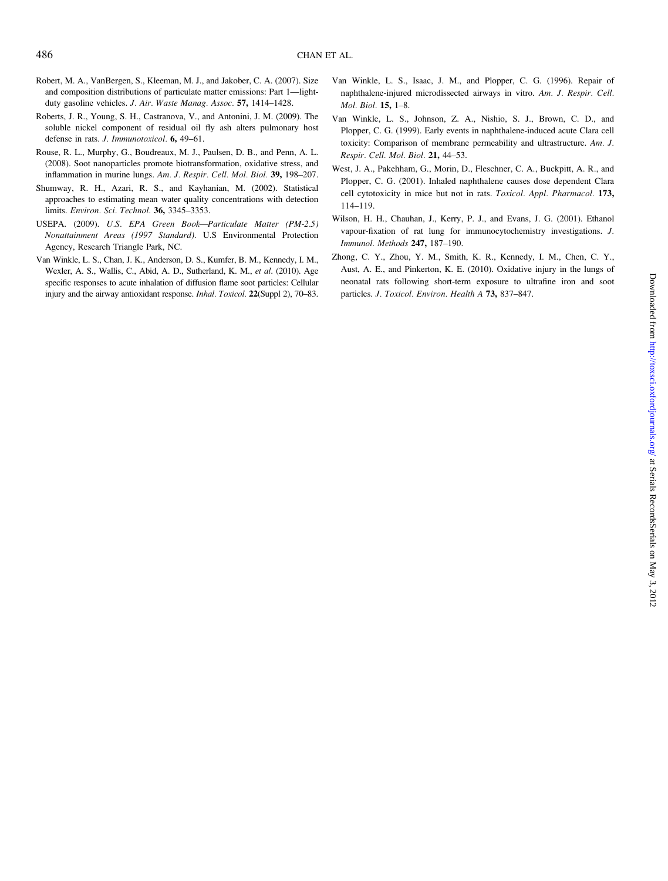Robert, M. A., VanBergen, S., Kleeman, M. J., and Jakober, C. A. (2007). Size and composition distributions of particulate matter emissions: Part 1—light-duty gasoline vehicles. *J. Air. Waste Manag. Assoc.* **57,** 1414–1428.

Roberts, J. R., Young, S. H., Castranova, V., and Antonini, J. M. (2009). The soluble nickel component of residual oil fly ash alters pulmonary host defense in rats. *J. Immunotoxicol.* **6,** 49–61.

Rouse, R. L., Murphy, G., Boudreaux, M. J., Paulsen, D. B., and Penn, A. L. (2008). Soot nanoparticles promote biotransformation, oxidative stress, and inflammation in murine lungs. *Am. J. Respir. Cell. Mol. Biol.* **39,** 198–207.

Shumway, R. H., Azari, R. S., and Kayhanian, M. (2002). Statistical approaches to estimating mean water quality concentrations with detection limits. *Environ. Sci. Technol.* **36,** 3345–3353.

USEPA. (2009). *U.S. EPA Green Book—Particulate Matter (PM-2.5) Nonattainment Areas (1997 Standard).* U.S Environmental Protection Agency, Research Triangle Park, NC.

Van Winkle, L. S., Chan, J. K., Anderson, D. S., Kumfer, B. M., Kennedy, I. M., Wexler, A. S., Wallis, C., Abid, A. D., Sutherland, K. M., *et al.* (2010). Age specific responses to acute inhalation of diffusion flame soot particles: Cellular injury and the airway antioxidant response. *Inhal. Toxicol.* **22**(Suppl 2), 70–83.

Van Winkle, L. S., Isaac, J. M., and Plopper, C. G. (1996). Repair of naphthalene-injured microdissected airways in vitro. *Am. J. Respir. Cell. Mol. Biol.* **15,** 1–8.

Van Winkle, L. S., Johnson, Z. A., Nishio, S. J., Brown, C. D., and Plopper, C. G. (1999). Early events in naphthalene-induced acute Clara cell toxicity: Comparison of membrane permeability and ultrastructure. *Am. J. Respir. Cell. Mol. Biol.* **21,** 44–53.

West, J. A., Pakehham, G., Morin, D., Fleschner, C. A., Buckpitt, A. R., and Plopper, C. G. (2001). Inhaled naphthalene causes dose dependent Clara cell cytotoxicity in mice but not in rats. *Toxicol. Appl. Pharmacol.* **173,** 114–119.

Wilson, H. H., Chauhan, J., Kerry, P. J., and Evans, J. G. (2001). Ethanol vapour-fixation of rat lung for immunocytochemistry investigations. *J. Immunol. Methods* **247,** 187–190.

Zhong, C. Y., Zhou, Y. M., Smith, K. R., Kennedy, I. M., Chen, C. Y., Aust, A. E., and Pinkerton, K. E. (2010). Oxidative injury in the lungs of neonatal rats following short-term exposure to ultrafine iron and soot particles. *J. Toxicol. Environ. Health A* **73,** 837–847.